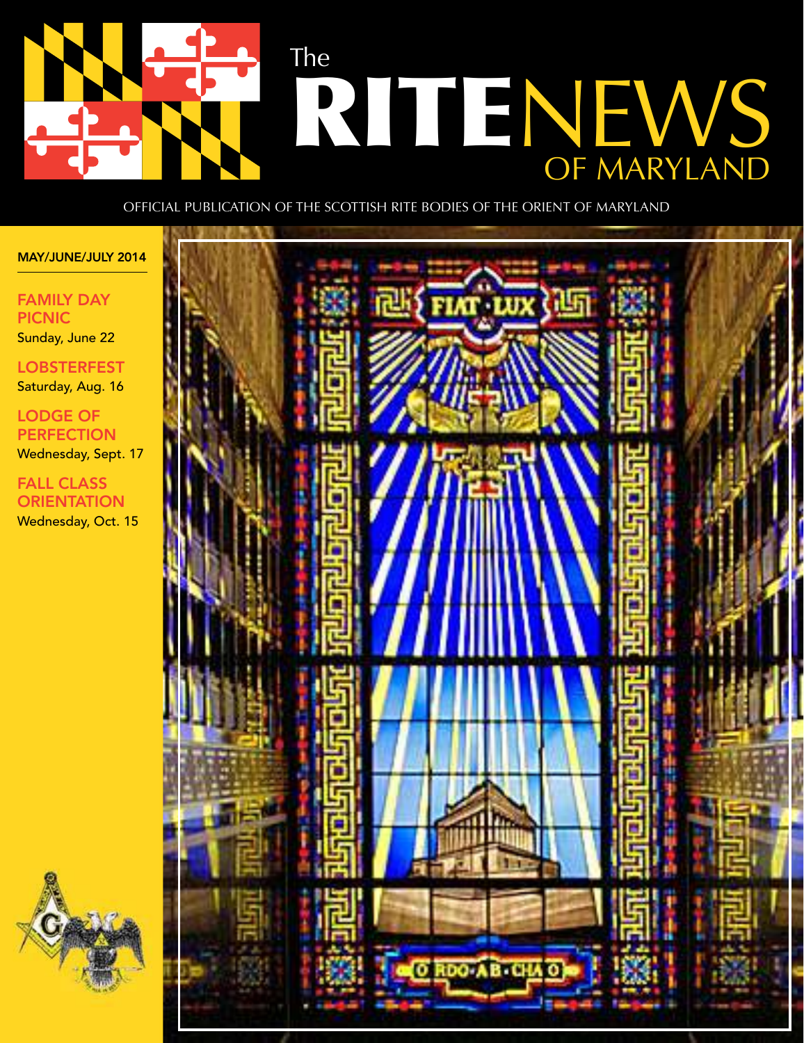# The RITE NEWS OF MARYLAND

OFFICIAL PUBLICATION OF THE SCOTTISH RITE BODIES OF THE ORIENT OF MARYLAND

MAY/JUNE/JULY 2014

**FAMILY DAY PICNIC**
Sunday, June 22

**LOBSTERFEST**
Saturday, Aug. 16

**LODGE OF PERFECTION**
Wednesday, Sept. 17

**FALL CLASS ORIENTATION**
Wednesday, Oct. 15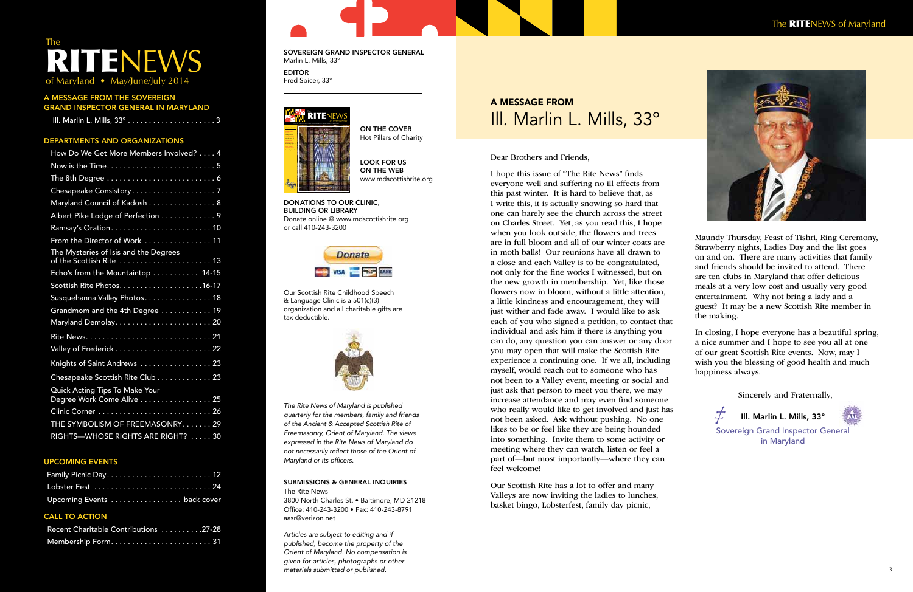# The RITENEWS of Maryland • May/June/July 2014

## A MESSAGE FROM THE SOVEREIGN GRAND INSPECTOR GENERAL IN MARYLAND

Ill. Marlin L. Mills, 33° . . . . . . . . . . 3

## DEPARTMENTS AND ORGANIZATIONS

- How Do We Get More Members Involved? . . . . 4
- Now is the Time . . . . . . . . . . 5
- The 8th Degree . . . . . . . . . . 6
- Chesapeake Consistory . . . . . . . . . . 7
- Maryland Council of Kadosh . . . . . . . . . . 8
- Albert Pike Lodge of Perfection . . . . . . . . . . 9
- Ramsay's Oration . . . . . . . . . . 10
- From the Director of Work . . . . . . . . . . 11
- The Mysteries of Isis and the Degrees of the Scottish Rite . . . . . . . . . . 13
- Echo's from the Mountaintop . . . . . . . . . . 14-15
- Scottish Rite Photos . . . . . . . . . . 16-17
- Susquehanna Valley Photos . . . . . . . . . . 18
- Grandmom and the 4th Degree . . . . . . . . . . 19
- Maryland Demolay . . . . . . . . . . 20
- Rite News . . . . . . . . . . 21
- Valley of Frederick . . . . . . . . . . 22
- Knights of Saint Andrews . . . . . . . . . . 23
- Chesapeake Scottish Rite Club . . . . . . . . . . 23
- Quick Acting Tips To Make Your Degree Work Come Alive . . . . . . . . . . 25
- Clinic Corner . . . . . . . . . . 26
- THE SYMBOLISM OF FREEMASONRY . . . . . . . 29
- RIGHTS—WHOSE RIGHTS ARE RIGHT? . . . . . 30

## UPCOMING EVENTS

- Family Picnic Day . . . . . . . . . . 12
- Lobster Fest . . . . . . . . . . 24
- Upcoming Events . . . . . . . . . . back cover

## CALL TO ACTION

- Recent Charitable Contributions . . . . . . . . . . 27-28
- Membership Form . . . . . . . . . . 31

**SOVEREIGN GRAND INSPECTOR GENERAL**
Marlin L. Mills, 33°

**EDITOR**
Fred Spicer, 33°

**ON THE COVER**
Hot Pillars of Charity

**LOOK FOR US ON THE WEB**
www.mdscottishrite.org

**DONATIONS TO OUR CLINIC, BUILDING OR LIBRARY**
Donate online @ www.mdscottishrite.org or call 410-243-3200

Our Scottish Rite Childhood Speech & Language Clinic is a 501(c)(3) organization and all charitable gifts are tax deductible.

*The Rite News of Maryland is published quarterly for the members, family and friends of the Ancient & Accepted Scottish Rite of Freemasonry, Orient of Maryland. The views expressed in the Rite News of Maryland do not necessarily reflect those of the Orient of Maryland or its officers.*

**SUBMISSIONS & GENERAL INQUIRIES**
The Rite News
3800 North Charles St. • Baltimore, MD 21218
Office: 410-243-3200 • Fax: 410-243-8791
aasr@verizon.net

*Articles are subject to editing and if published, become the property of the Orient of Maryland. No compensation is given for articles, photographs or other materials submitted or published.*

## A MESSAGE FROM Ill. Marlin L. Mills, 33°

Dear Brothers and Friends,

I hope this issue of "The Rite News" finds everyone well and suffering no ill effects from this past winter. It is hard to believe that, as I write this, it is actually snowing so hard that one can barely see the church across the street on Charles Street. Yet, as you read this, I hope when you look outside, the flowers and trees are in full bloom and all of our winter coats are in moth balls! Our reunions have all drawn to a close and each Valley is to be congratulated, not only for the fine works I witnessed, but on the new growth in membership. Yet, like those flowers now in bloom, without a little attention, a little kindness and encouragement, they will just wither and fade away. I would like to ask each of you who signed a petition, to contact that individual and ask him if there is anything you can do, any question you can answer or any door you may open that will make the Scottish Rite experience a continuing one. If we all, including myself, would reach out to someone who has not been to a Valley event, meeting or social and just ask that person to meet you there, we may increase attendance and may even find someone who really would like to get involved and just has not been asked. Ask without pushing. No one likes to be or feel like they are being hounded into something. Invite them to some activity or meeting where they can watch, listen or feel a part of—but most importantly—where they can feel welcome!

Our Scottish Rite has a lot to offer and many Valleys are now inviting the ladies to lunches, basket bingo, Lobsterfest, family day picnic, Maundy Thursday, Feast of Tishri, Ring Ceremony, Strawberry nights, Ladies Day and the list goes on and on. There are many activities that family and friends should be invited to attend. There are ten clubs in Maryland that offer delicious meals at a very low cost and usually very good entertainment. Why not bring a lady and a guest? It may be a new Scottish Rite member in the making.

In closing, I hope everyone has a beautiful spring, a nice summer and I hope to see you all at one of our great Scottish Rite events. Now, may I wish you the blessing of good health and much happiness always.

Sincerely and Fraternally,

**Ill. Marlin L. Mills, 33°**
Sovereign Grand Inspector General in Maryland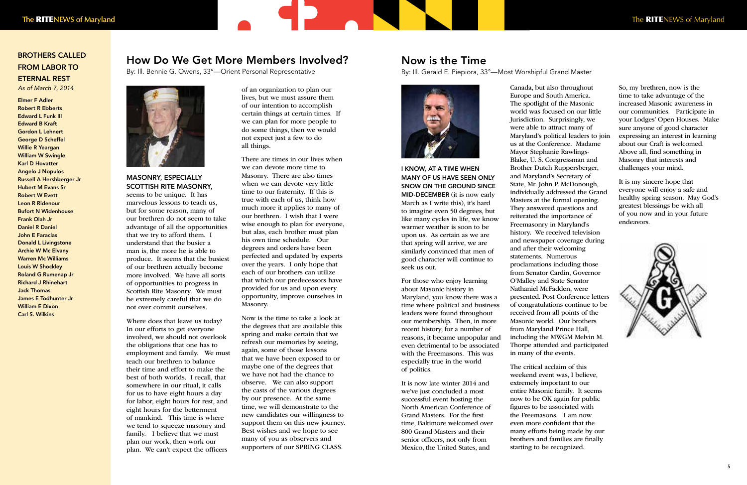## BROTHERS CALLED FROM LABOR TO ETERNAL REST

*As of March 7, 2014*

Elmer F Adler
Robert R Ebberts
Edward L Funk III
Edward B Kraft
Gordon L Lehnert
George D Scheffel
Willie R Yeargan
William W Swingle
Karl D Hovatter
Angelo J Nopulos
Russell A Hershberger Jr
Hubert M Evans Sr
Robert W Evett
Leon R Ridenour
Bufort N Widenhouse
Frank Olah Jr
Daniel R Daniel
John E Faraclas
Donald L Livingstone
Archie W Mc Elvany
Warren Mc Williams
Louis W Shockley
Roland G Rumenap Jr
Richard J Rhinehart
Jack Thomas
James E Todhunter Jr
William E Dixon
Carl S. Wilkins

# How Do We Get More Members Involved?

By: Ill. Bennie G. Owens, 33°—Orient Personal Representative

**MASONRY, ESPECIALLY SCOTTISH RITE MASONRY,** seems to be unique. It has marvelous lessons to teach us, but for some reason, many of our brethren do not seem to take advantage of all the opportunities that we try to afford them. I understand that the busier a man is, the more he is able to produce. It seems that the busiest of our brethren actually become more involved. We have all sorts of opportunities to progress in Scottish Rite Masonry. We must be extremely careful that we do not over commit ourselves.

Where does that leave us today? In our efforts to get everyone involved, we should not overlook the obligations that one has to employment and family. We must teach our brethren to balance their time and effort to make the best of both worlds. I recall, that somewhere in our ritual, it calls for us to have eight hours a day for labor, eight hours for rest, and eight hours for the betterment of mankind. This time is where we tend to squeeze masonry and family. I believe that we must plan our work, then work our plan. We can't expect the officers of an organization to plan our lives, but we must assure them of our intention to accomplish certain things at certain times. If we can plan for more people to do some things, then we would not expect just a few to do all things.

There are times in our lives when we can devote more time to Masonry. There are also times when we can devote very little time to our fraternity. If this is true with each of us, think how much more it applies to many of our brethren. I wish that I were wise enough to plan for everyone, but alas, each brother must plan his own time schedule. Our degrees and orders have been perfected and updated by experts over the years. I only hope that each of our brothers can utilize that which our predecessors have provided for us and upon every opportunity, improve ourselves in Masonry.

Now is the time to take a look at the degrees that are available this spring and make certain that we refresh our memories by seeing, again, some of those lessons that we have been exposed to or maybe one of the degrees that we have not had the chance to observe. We can also support the casts of the various degrees by our presence. At the same time, we will demonstrate to the new candidates our willingness to support them on this new journey. Best wishes and we hope to see many of you as observers and supporters of our SPRING CLASS.

# Now is the Time

By: Ill. Gerald E. Piepiora, 33°—Most Worshipful Grand Master

**I KNOW, AT A TIME WHEN MANY OF US HAVE SEEN ONLY SNOW ON THE GROUND SINCE MID-DECEMBER** (it is now early March as I write this), it's hard to imagine even 50 degrees, but like many cycles in life, we know warmer weather is soon to be upon us. As certain as we are that spring will arrive, we are similarly convinced that men of good character will continue to seek us out.

For those who enjoy learning about Masonic history in Maryland, you know there was a time where political and business leaders were found throughout our membership. Then, in more recent history, for a number of reasons, it became unpopular and even detrimental to be associated with the Freemasons. This was especially true in the world of politics.

It is now late winter 2014 and we've just concluded a most successful event hosting the North American Conference of Grand Masters. For the first time, Baltimore welcomed over 800 Grand Masters and their senior officers, not only from Mexico, the United States, and Canada, but also throughout Europe and South America. The spotlight of the Masonic world was focused on our little Jurisdiction. Surprisingly, we were able to attract many of Maryland's political leaders to join us at the Conference. Madame Mayor Stephanie Rawlings-Blake, U. S. Congressman and Brother Dutch Ruppersberger, and Maryland's Secretary of State, Mr. John P. McDonough, individually addressed the Grand Masters at the formal opening. They answered questions and reiterated the importance of Freemasonry in Maryland's history. We received television and newspaper coverage during and after their welcoming statements. Numerous proclamations including those from Senator Cardin, Governor O'Malley and State Senator Nathaniel McFadden, were presented. Post Conference letters of congratulations continue to be received from all points of the Masonic world. Our brothers from Maryland Prince Hall, including the MWGM Melvin M. Thorpe attended and participated in many of the events.

The critical acclaim of this weekend event was, I believe, extremely important to our entire Masonic family. It seems now to be OK again for public figures to be associated with the Freemasons. I am now even more confident that the many efforts being made by our brothers and families are finally starting to be recognized.

So, my brethren, now is the time to take advantage of the increased Masonic awareness in our communities. Participate in your Lodges' Open Houses. Make sure anyone of good character expressing an interest in learning about our Craft is welcomed. Above all, find something in Masonry that interests and challenges your mind.

It is my sincere hope that everyone will enjoy a safe and healthy spring season. May God's greatest blessings be with all of you now and in your future endeavors.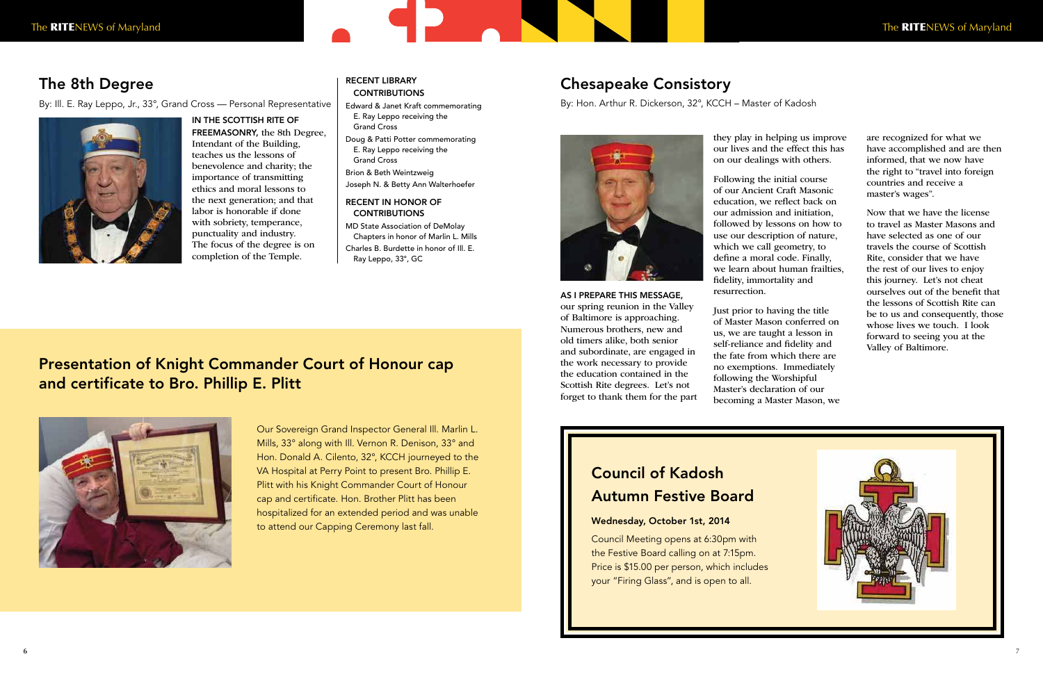## The 8th Degree

By: Ill. E. Ray Leppo, Jr., 33°, Grand Cross — Personal Representative

**IN THE SCOTTISH RITE OF FREEMASONRY,** the 8th Degree, Intendant of the Building, teaches us the lessons of benevolence and charity; the importance of transmitting ethics and moral lessons to the next generation; and that labor is honorable if done with sobriety, temperance, punctuality and industry. The focus of the degree is on completion of the Temple.

### RECENT LIBRARY CONTRIBUTIONS

Edward & Janet Kraft commemorating E. Ray Leppo receiving the Grand Cross

Doug & Patti Potter commemorating E. Ray Leppo receiving the Grand Cross

Brion & Beth Weintzweig

Joseph N. & Betty Ann Walterhoefer

### RECENT IN HONOR OF CONTRIBUTIONS

MD State Association of DeMolay Chapters in honor of Marlin L. Mills

Charles B. Burdette in honor of Ill. E. Ray Leppo, 33°, GC

## Presentation of Knight Commander Court of Honour cap and certificate to Bro. Phillip E. Plitt

Our Sovereign Grand Inspector General Ill. Marlin L. Mills, 33° along with Ill. Vernon R. Denison, 33° and Hon. Donald A. Cilento, 32°, KCCH journeyed to the VA Hospital at Perry Point to present Bro. Phillip E. Plitt with his Knight Commander Court of Honour cap and certificate. Hon. Brother Plitt has been hospitalized for an extended period and was unable to attend our Capping Ceremony last fall.

## Chesapeake Consistory

By: Hon. Arthur R. Dickerson, 32°, KCCH – Master of Kadosh

**AS I PREPARE THIS MESSAGE,** our spring reunion in the Valley of Baltimore is approaching. Numerous brothers, new and old timers alike, both senior and subordinate, are engaged in the work necessary to provide the education contained in the Scottish Rite degrees. Let's not forget to thank them for the part they play in helping us improve our lives and the effect this has on our dealings with others.

Following the initial course of our Ancient Craft Masonic education, we reflect back on our admission and initiation, followed by lessons on how to use our description of nature, which we call geometry, to define a moral code. Finally, we learn about human frailties, fidelity, immortality and resurrection.

Just prior to having the title of Master Mason conferred on us, we are taught a lesson in self-reliance and fidelity and the fate from which there are no exemptions. Immediately following the Worshipful Master's declaration of our becoming a Master Mason, we are recognized for what we have accomplished and are then informed, that we now have the right to "travel into foreign countries and receive a master's wages".

Now that we have the license to travel as Master Masons and have selected as one of our travels the course of Scottish Rite, consider that we have the rest of our lives to enjoy this journey. Let's not cheat ourselves out of the benefit that the lessons of Scottish Rite can be to us and consequently, those whose lives we touch. I look forward to seeing you at the Valley of Baltimore.

## Council of Kadosh Autumn Festive Board

**Wednesday, October 1st, 2014**

Council Meeting opens at 6:30pm with the Festive Board calling on at 7:15pm. Price is $15.00 per person, which includes your "Firing Glass", and is open to all.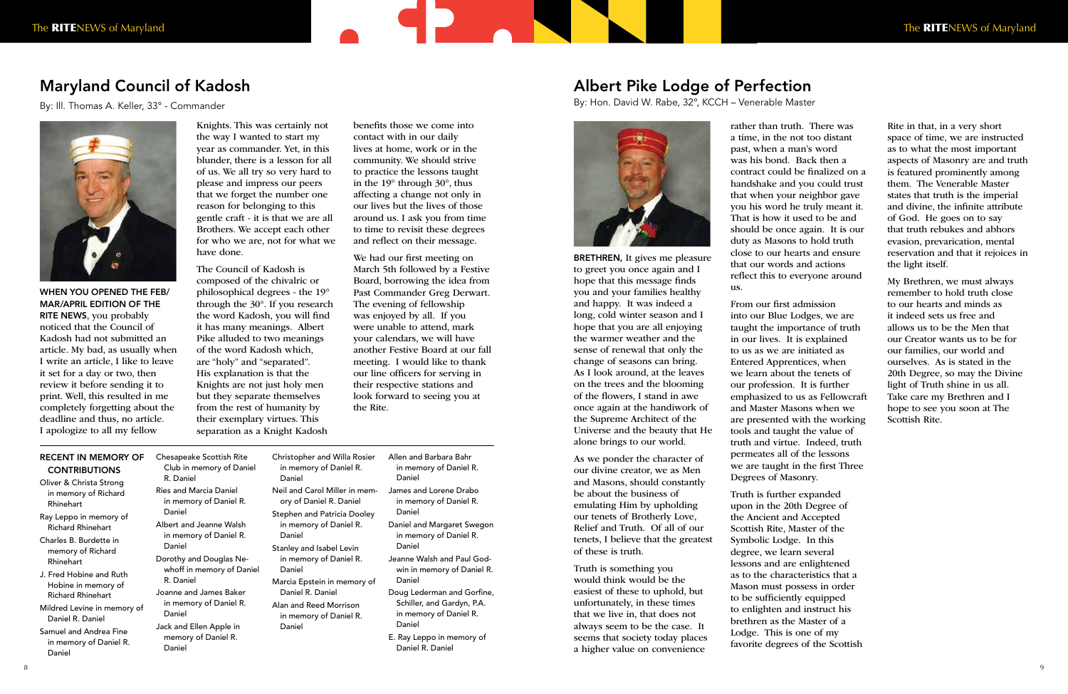## Maryland Council of Kadosh

By: Ill. Thomas A. Keller, 33° - Commander

**WHEN YOU OPENED THE FEB/MAR/APRIL EDITION OF THE RITE NEWS,** you probably noticed that the Council of Kadosh had not submitted an article. My bad, as usually when I write an article, I like to leave it set for a day or two, then review it before sending it to print. Well, this resulted in me completely forgetting about the deadline and thus, no article. I apologize to all my fellow Knights. This was certainly not the way I wanted to start my year as commander. Yet, in this blunder, there is a lesson for all of us. We all try so very hard to please and impress our peers that we forget the number one reason for belonging to this gentle craft - it is that we are all Brothers. We accept each other for who we are, not for what we have done.

The Council of Kadosh is composed of the chivalric or philosophical degrees - the 19° through the 30°. If you research the word Kadosh, you will find it has many meanings. Albert Pike alluded to two meanings of the word Kadosh which, are "holy" and "separated". His explanation is that the Knights are not just holy men but they separate themselves from the rest of humanity by their exemplary virtues. This separation as a Knight Kadosh benefits those we come into contact with in our daily lives at home, work or in the community. We should strive to practice the lessons taught in the 19° through 30°, thus affecting a change not only in our lives but the lives of those around us. I ask you from time to time to revisit these degrees and reflect on their message.

We had our first meeting on March 5th followed by a Festive Board, borrowing the idea from Past Commander Greg Derwart. The evening of fellowship was enjoyed by all. If you were unable to attend, mark your calendars, we will have another Festive Board at our fall meeting. I would like to thank our line officers for serving in their respective stations and look forward to seeing you at the Rite.

### RECENT IN MEMORY OF CONTRIBUTIONS

- Oliver & Christa Strong in memory of Richard Rhinehart
- Ray Leppo in memory of Richard Rhinehart
- Charles B. Burdette in memory of Richard Rhinehart
- J. Fred Hobine and Ruth Hobine in memory of Richard Rhinehart
- Mildred Levine in memory of Daniel R. Daniel
- Samuel and Andrea Fine in memory of Daniel R. Daniel
- Chesapeake Scottish Rite Club in memory of Daniel R. Daniel
- Ries and Marcia Daniel in memory of Daniel R. Daniel
- Albert and Jeanne Walsh in memory of Daniel R. Daniel
- Dorothy and Douglas Newhoff in memory of Daniel R. Daniel
- Joanne and James Baker in memory of Daniel R. Daniel
- Jack and Ellen Apple in memory of Daniel R. Daniel
- Christopher and Willa Rosier in memory of Daniel R. Daniel
- Neil and Carol Miller in memory of Daniel R. Daniel
- Stephen and Patricia Dooley in memory of Daniel R. Daniel
- Stanley and Isabel Levin in memory of Daniel R. Daniel
- Marcia Epstein in memory of Daniel R. Daniel
- Alan and Reed Morrison in memory of Daniel R. Daniel
- Allen and Barbara Bahr in memory of Daniel R. Daniel
- James and Lorene Drabo in memory of Daniel R. Daniel
- Daniel and Margaret Swegon in memory of Daniel R. Daniel
- Jeanne Walsh and Paul Godwin in memory of Daniel R. Daniel
- Doug Lederman and Gorfine, Schiller, and Gardyn, P.A. in memory of Daniel R. Daniel
- E. Ray Leppo in memory of Daniel R. Daniel

## Albert Pike Lodge of Perfection

By: Hon. David W. Rabe, 32°, KCCH – Venerable Master

**BRETHREN,** It gives me pleasure to greet you once again and I hope that this message finds you and your families healthy and happy. It was indeed a long, cold winter season and I hope that you are all enjoying the warmer weather and the sense of renewal that only the change of seasons can bring. As I look around, at the leaves on the trees and the blooming of the flowers, I stand in awe once again at the handiwork of the Supreme Architect of the Universe and the beauty that He alone brings to our world.

As we ponder the character of our divine creator, we as Men and Masons, should constantly be about the business of emulating Him by upholding our tenets of Brotherly Love, Relief and Truth. Of all of our tenets, I believe that the greatest of these is truth.

Truth is something you would think would be the easiest of these to uphold, but unfortunately, in these times that we live in, that does not always seem to be the case. It seems that society today places a higher value on convenience rather than truth. There was a time, in the not too distant past, when a man's word was his bond. Back then a contract could be finalized on a handshake and you could trust that when your neighbor gave you his word he truly meant it. That is how it used to be and should be once again. It is our duty as Masons to hold truth close to our hearts and ensure that our words and actions reflect this to everyone around us.

From our first admission into our Blue Lodges, we are taught the importance of truth in our lives. It is explained to us as we are initiated as Entered Apprentices, when we learn about the tenets of our profession. It is further emphasized to us as Fellowcraft and Master Masons when we are presented with the working tools and taught the value of truth and virtue. Indeed, truth permeates all of the lessons we are taught in the first Three Degrees of Masonry.

Truth is further expanded upon in the 20th Degree of the Ancient and Accepted Scottish Rite, Master of the Symbolic Lodge. In this degree, we learn several lessons and are enlightened as to the characteristics that a Mason must possess in order to be sufficiently equipped to enlighten and instruct his brethren as the Master of a Lodge. This is one of my favorite degrees of the Scottish Rite in that, in a very short space of time, we are instructed as to what the most important aspects of Masonry are and truth is featured prominently among them. The Venerable Master states that truth is the imperial and divine, the infinite attribute of God. He goes on to say that truth rebukes and abhors evasion, prevarication, mental reservation and that it rejoices in the light itself.

My Brethren, we must always remember to hold truth close to our hearts and minds as it indeed sets us free and allows us to be the Men that our Creator wants us to be for our families, our world and ourselves. As is stated in the 20th Degree, so may the Divine light of Truth shine in us all. Take care my Brethren and I hope to see you soon at The Scottish Rite.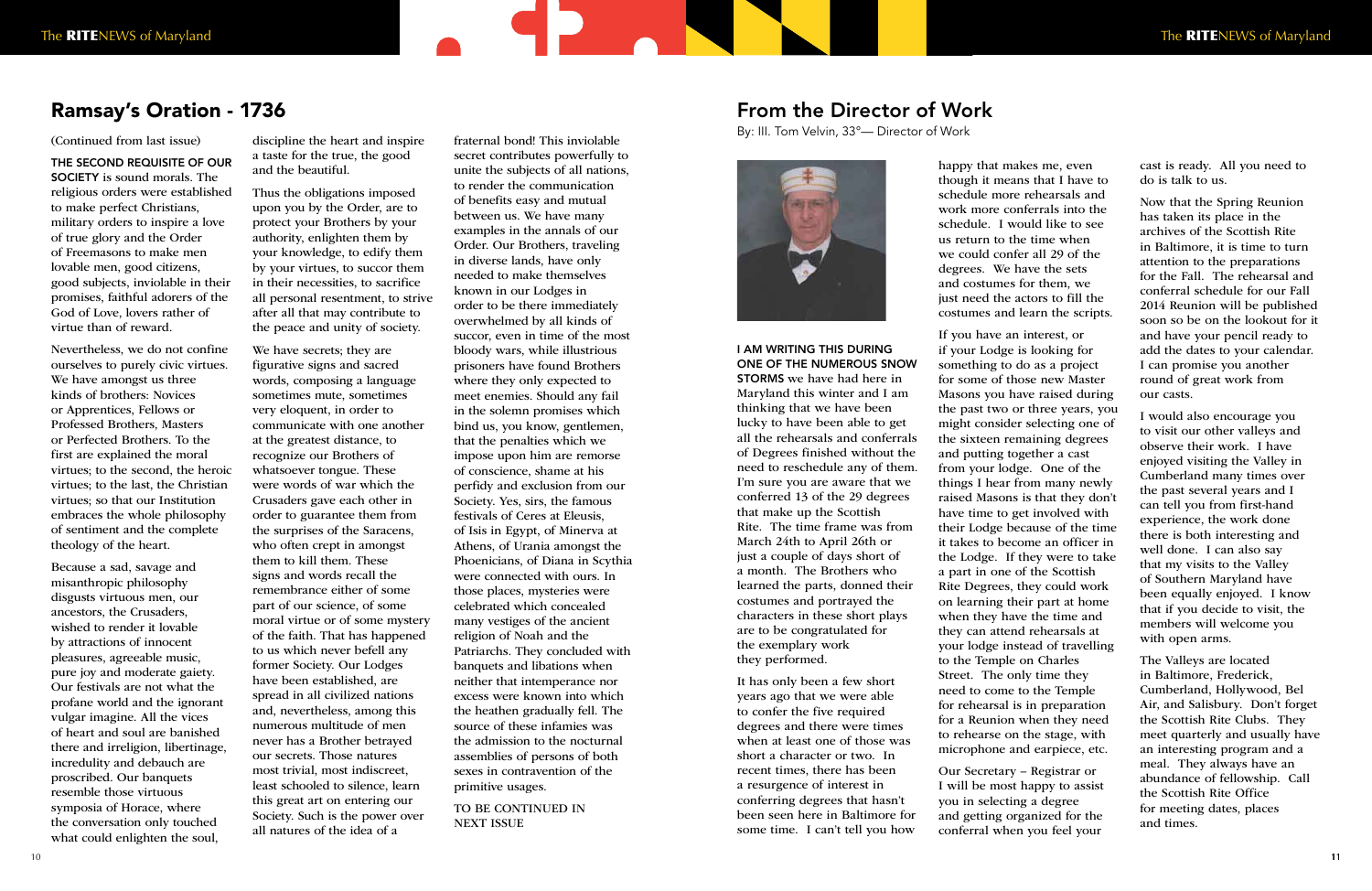## Ramsay's Oration - 1736

(Continued from last issue)

**THE SECOND REQUISITE OF OUR SOCIETY** is sound morals. The religious orders were established to make perfect Christians, military orders to inspire a love of true glory and the Order of Freemasons to make men lovable men, good citizens, good subjects, inviolable in their promises, faithful adorers of the God of Love, lovers rather of virtue than of reward.

Nevertheless, we do not confine ourselves to purely civic virtues. We have amongst us three kinds of brothers: Novices or Apprentices, Fellows or Professed Brothers, Masters or Perfected Brothers. To the first are explained the moral virtues; to the second, the heroic virtues; to the last, the Christian virtues; so that our Institution embraces the whole philosophy of sentiment and the complete theology of the heart.

Because a sad, savage and misanthropic philosophy disgusts virtuous men, our ancestors, the Crusaders, wished to render it lovable by attractions of innocent pleasures, agreeable music, pure joy and moderate gaiety. Our festivals are not what the profane world and the ignorant vulgar imagine. All the vices of heart and soul are banished there and irreligion, libertinage, incredulity and debauch are proscribed. Our banquets resemble those virtuous symposia of Horace, where the conversation only touched what could enlighten the soul, discipline the heart and inspire a taste for the true, the good and the beautiful.

Thus the obligations imposed upon you by the Order, are to protect your Brothers by your authority, enlighten them by your knowledge, to edify them by your virtues, to succor them in their necessities, to sacrifice all personal resentment, to strive after all that may contribute to the peace and unity of society.

We have secrets; they are figurative signs and sacred words, composing a language sometimes mute, sometimes very eloquent, in order to communicate with one another at the greatest distance, to recognize our Brothers of whatsoever tongue. These were words of war which the Crusaders gave each other in order to guarantee them from the surprises of the Saracens, who often crept in amongst them to kill them. These signs and words recall the remembrance either of some part of our science, of some moral virtue or of some mystery of the faith. That has happened to us which never befell any former Society. Our Lodges have been established, are spread in all civilized nations and, nevertheless, among this numerous multitude of men never has a Brother betrayed our secrets. Those natures most trivial, most indiscreet, least schooled to silence, learn this great art on entering our Society. Such is the power over all natures of the idea of a fraternal bond! This inviolable secret contributes powerfully to unite the subjects of all nations, to render the communication of benefits easy and mutual between us. We have many examples in the annals of our Order. Our Brothers, traveling in diverse lands, have only needed to make themselves known in our Lodges in order to be there immediately overwhelmed by all kinds of succor, even in time of the most bloody wars, while illustrious prisoners have found Brothers where they only expected to meet enemies. Should any fail in the solemn promises which bind us, you know, gentlemen, that the penalties which we impose upon him are remorse of conscience, shame at his perfidy and exclusion from our Society. Yes, sirs, the famous festivals of Ceres at Eleusis, of Isis in Egypt, of Minerva at Athens, of Urania amongst the Phoenicians, of Diana in Scythia were connected with ours. In those places, mysteries were celebrated which concealed many vestiges of the ancient religion of Noah and the Patriarchs. They concluded with banquets and libations when neither that intemperance nor excess were known into which the heathen gradually fell. The source of these infamies was the admission to the nocturnal assemblies of persons of both sexes in contravention of the primitive usages.

TO BE CONTINUED IN NEXT ISSUE

## From the Director of Work

By: Ill. Tom Velvin, 33°— Director of Work

**I AM WRITING THIS DURING ONE OF THE NUMEROUS SNOW STORMS** we have had here in Maryland this winter and I am thinking that we have been lucky to have been able to get all the rehearsals and conferrals of Degrees finished without the need to reschedule any of them. I'm sure you are aware that we conferred 13 of the 29 degrees that make up the Scottish Rite. The time frame was from March 24th to April 26th or just a couple of days short of a month. The Brothers who learned the parts, donned their costumes and portrayed the characters in these short plays are to be congratulated for the exemplary work they performed.

It has only been a few short years ago that we were able to confer the five required degrees and there were times when at least one of those was short a character or two. In recent times, there has been a resurgence of interest in conferring degrees that hasn't been seen here in Baltimore for some time. I can't tell you how happy that makes me, even though it means that I have to schedule more rehearsals and work more conferrals into the schedule. I would like to see us return to the time when we could confer all 29 of the degrees. We have the sets and costumes for them, we just need the actors to fill the costumes and learn the scripts.

If you have an interest, or if your Lodge is looking for something to do as a project for some of those new Master Masons you have raised during the past two or three years, you might consider selecting one of the sixteen remaining degrees and putting together a cast from your lodge. One of the things I hear from many newly raised Masons is that they don't have time to get involved with their Lodge because of the time it takes to become an officer in the Lodge. If they were to take a part in one of the Scottish Rite Degrees, they could work on learning their part at home when they have the time and they can attend rehearsals at your lodge instead of travelling to the Temple on Charles Street. The only time they need to come to the Temple for rehearsal is in preparation for a Reunion when they need to rehearse on the stage, with microphone and earpiece, etc.

Our Secretary – Registrar or I will be most happy to assist you in selecting a degree and getting organized for the conferral when you feel your cast is ready. All you need to do is talk to us.

Now that the Spring Reunion has taken its place in the archives of the Scottish Rite in Baltimore, it is time to turn attention to the preparations for the Fall. The rehearsal and conferral schedule for our Fall 2014 Reunion will be published soon so be on the lookout for it and have your pencil ready to add the dates to your calendar. I can promise you another round of great work from our casts.

I would also encourage you to visit our other valleys and observe their work. I have enjoyed visiting the Valley in Cumberland many times over the past several years and I can tell you from first-hand experience, the work done there is both interesting and well done. I can also say that my visits to the Valley of Southern Maryland have been equally enjoyed. I know that if you decide to visit, the members will welcome you with open arms.

The Valleys are located in Baltimore, Frederick, Cumberland, Hollywood, Bel Air, and Salisbury. Don't forget the Scottish Rite Clubs. They meet quarterly and usually have an interesting program and a meal. They always have an abundance of fellowship. Call the Scottish Rite Office for meeting dates, places and times.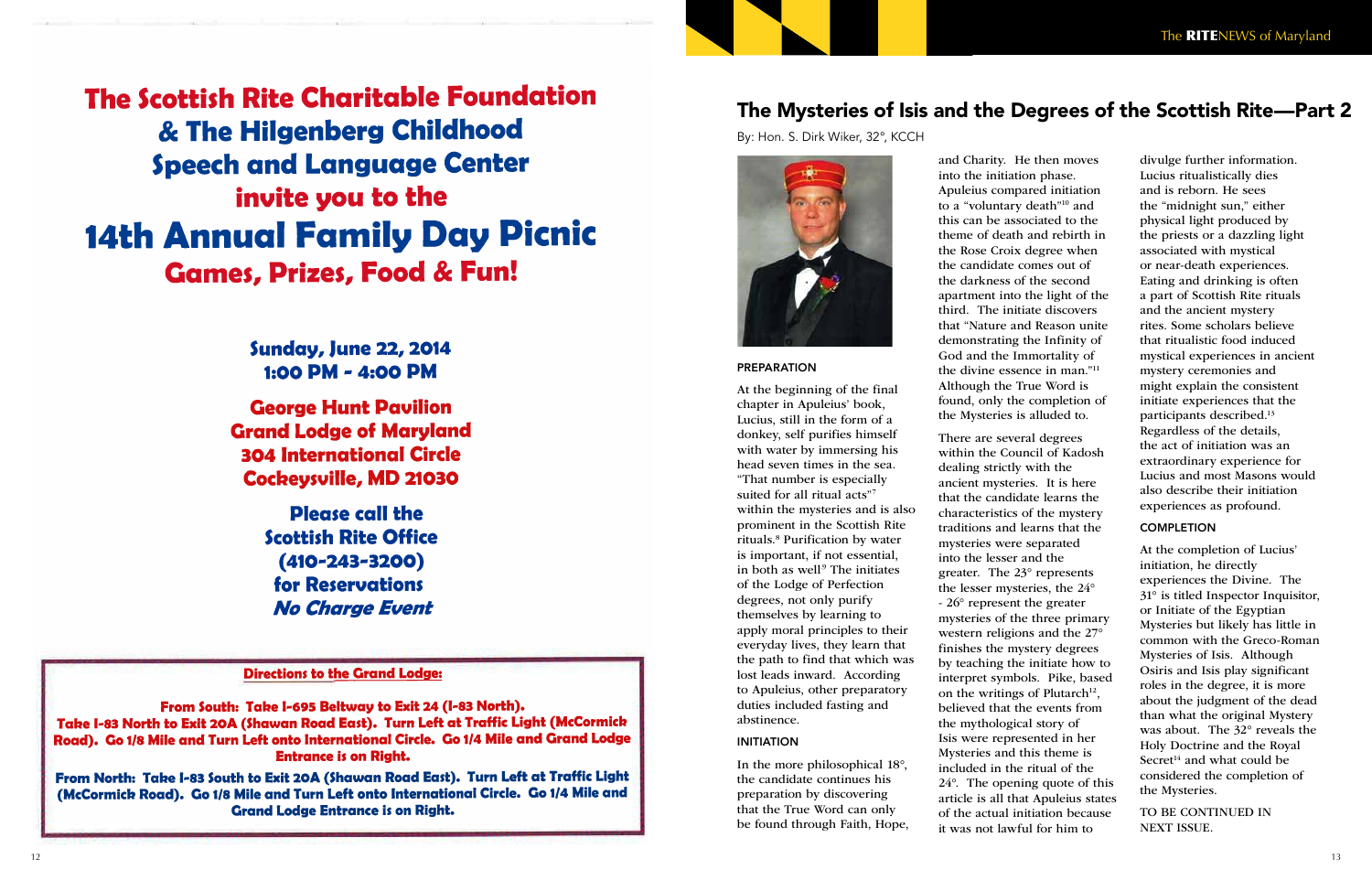# The Scottish Rite Charitable Foundation & The Hilgenberg Childhood Speech and Language Center invite you to the

# 14th Annual Family Day Picnic

## Games, Prizes, Food & Fun!

**Sunday, June 22, 2014**
**1:00 PM - 4:00 PM**

**George Hunt Pavilion**
**Grand Lodge of Maryland**
**304 International Circle**
**Cockeysville, MD 21030**

**Please call the Scottish Rite Office (410-243-3200) for Reservations**
***No Charge Event***

**Directions to the Grand Lodge:**

**From South: Take I-695 Beltway to Exit 24 (I-83 North). Take I-83 North to Exit 20A (Shawan Road East). Turn Left at Traffic Light (McCormick Road). Go 1/8 Mile and Turn Left onto International Circle. Go 1/4 Mile and Grand Lodge Entrance is on Right.**

**From North: Take I-83 South to Exit 20A (Shawan Road East). Turn Left at Traffic Light (McCormick Road). Go 1/8 Mile and Turn Left onto International Circle. Go 1/4 Mile and Grand Lodge Entrance is on Right.**

# The Mysteries of Isis and the Degrees of the Scottish Rite—Part 2

By: Hon. S. Dirk Wiker, 32°, KCCH

### PREPARATION

At the beginning of the final chapter in Apuleius' book, Lucius, still in the form of a donkey, self purifies himself with water by immersing his head seven times in the sea. "That number is especially suited for all ritual acts"[7] within the mysteries and is also prominent in the Scottish Rite rituals.[8] Purification by water is important, if not essential, in both as well[9] The initiates of the Lodge of Perfection degrees, not only purify themselves by learning to apply moral principles to their everyday lives, they learn that the path to find that which was lost leads inward. According to Apuleius, other preparatory duties included fasting and abstinence.

### INITIATION

In the more philosophical 18°, the candidate continues his preparation by discovering that the True Word can only be found through Faith, Hope, and Charity. He then moves into the initiation phase. Apuleius compared initiation to a "voluntary death"[10] and this can be associated to the theme of death and rebirth in the Rose Croix degree when the candidate comes out of the darkness of the second apartment into the light of the third. The initiate discovers that "Nature and Reason unite demonstrating the Infinity of God and the Immortality of the divine essence in man."[11] Although the True Word is found, only the completion of the Mysteries is alluded to.

There are several degrees within the Council of Kadosh dealing strictly with the ancient mysteries. It is here that the candidate learns the characteristics of the mystery traditions and learns that the mysteries were separated into the lesser and the greater. The 23° represents the lesser mysteries, the 24° - 26° represent the greater mysteries of the three primary western religions and the 27° finishes the mystery degrees by teaching the initiate how to interpret symbols. Pike, based on the writings of Plutarch[12], believed that the events from the mythological story of Isis were represented in her Mysteries and this theme is included in the ritual of the 24°. The opening quote of this article is all that Apuleius states of the actual initiation because it was not lawful for him to divulge further information. Lucius ritualistically dies and is reborn. He sees the "midnight sun," either physical light produced by the priests or a dazzling light associated with mystical or near-death experiences. Eating and drinking is often a part of Scottish Rite rituals and the ancient mystery rites. Some scholars believe that ritualistic food induced mystical experiences in ancient mystery ceremonies and might explain the consistent initiate experiences that the participants described.[13] Regardless of the details, the act of initiation was an extraordinary experience for Lucius and most Masons would also describe their initiation experiences as profound.

### COMPLETION

At the completion of Lucius' initiation, he directly experiences the Divine. The 31° is titled Inspector Inquisitor, or Initiate of the Egyptian Mysteries but likely has little in common with the Greco-Roman Mysteries of Isis. Although Osiris and Isis play significant roles in the degree, it is more about the judgment of the dead than what the original Mystery was about. The 32° reveals the Holy Doctrine and the Royal Secret[14] and what could be considered the completion of the Mysteries.

TO BE CONTINUED IN NEXT ISSUE.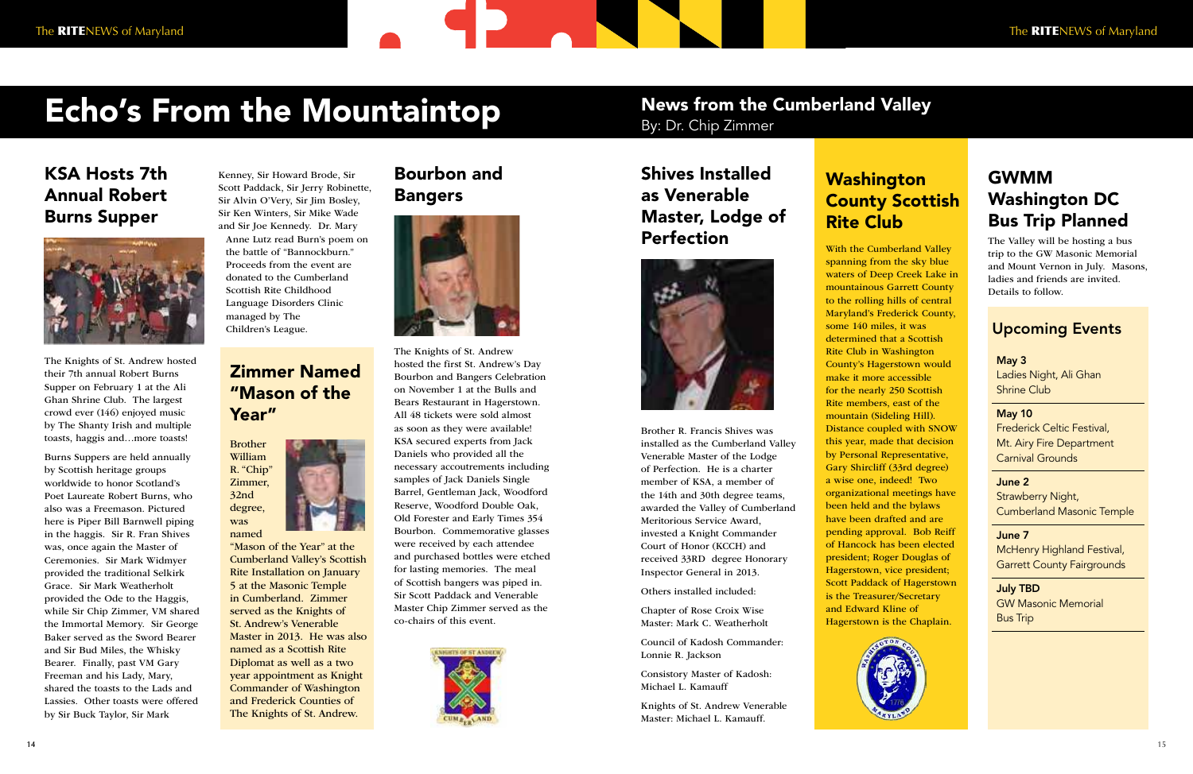# Echo's From the Mountaintop

## KSA Hosts 7th Annual Robert Burns Supper

The Knights of St. Andrew hosted their 7th annual Robert Burns Supper on February 1 at the Ali Ghan Shrine Club. The largest crowd ever (146) enjoyed music by The Shanty Irish and multiple toasts, haggis and…more toasts!

Burns Suppers are held annually by Scottish heritage groups worldwide to honor Scotland's Poet Laureate Robert Burns, who also was a Freemason. Pictured here is Piper Bill Barnwell piping in the haggis. Sir R. Fran Shives was, once again the Master of Ceremonies. Sir Mark Widmyer provided the traditional Selkirk Grace. Sir Mark Weatherholt provided the Ode to the Haggis, while Sir Chip Zimmer, VM shared the Immortal Memory. Sir George Baker served as the Sword Bearer and Sir Bud Miles, the Whisky Bearer. Finally, past VM Gary Freeman and his Lady, Mary, shared the toasts to the Lads and Lassies. Other toasts were offered by Sir Buck Taylor, Sir Mark Kenney, Sir Howard Brode, Sir Scott Paddack, Sir Jerry Robinette, Sir Alvin O'Very, Sir Jim Bosley, Sir Ken Winters, Sir Mike Wade and Sir Joe Kennedy. Dr. Mary Anne Lutz read Burn's poem on the battle of "Bannockburn." Proceeds from the event are donated to the Cumberland Scottish Rite Childhood Language Disorders Clinic managed by The Children's League.

## Zimmer Named "Mason of the Year"

Brother William R. "Chip" Zimmer, 32nd degree, was named "Mason of the Year" at the Cumberland Valley's Scottish Rite Installation on January 5 at the Masonic Temple in Cumberland. Zimmer served as the Knights of St. Andrew's Venerable Master in 2013. He was also named as a Scottish Rite Diplomat as well as a two year appointment as Knight Commander of Washington and Frederick Counties of The Knights of St. Andrew.

## Bourbon and Bangers

The Knights of St. Andrew hosted the first St. Andrew's Day Bourbon and Bangers Celebration on November 1 at the Bulls and Bears Restaurant in Hagerstown. All 48 tickets were sold almost as soon as they were available! KSA secured experts from Jack Daniels who provided all the necessary accoutrements including samples of Jack Daniels Single Barrel, Gentleman Jack, Woodford Reserve, Woodford Double Oak, Old Forester and Early Times 354 Bourbon. Commemorative glasses were received by each attendee and purchased bottles were etched for lasting memories. The meal of Scottish bangers was piped in. Sir Scott Paddack and Venerable Master Chip Zimmer served as the co-chairs of this event.

# News from the Cumberland Valley

By: Dr. Chip Zimmer

## Shives Installed as Venerable Master, Lodge of Perfection

Brother R. Francis Shives was installed as the Cumberland Valley Venerable Master of the Lodge of Perfection. He is a charter member of KSA, a member of the 14th and 30th degree teams, awarded the Valley of Cumberland Meritorious Service Award, invested a Knight Commander Court of Honor (KCCH) and received 33RD degree Honorary Inspector General in 2013.

Others installed included:

Chapter of Rose Croix Wise Master: Mark C. Weatherholt

Council of Kadosh Commander: Lonnie R. Jackson

Consistory Master of Kadosh: Michael L. Kamauff

Knights of St. Andrew Venerable Master: Michael L. Kamauff.

## Washington County Scottish Rite Club

With the Cumberland Valley spanning from the sky blue waters of Deep Creek Lake in mountainous Garrett County to the rolling hills of central Maryland's Frederick County, some 140 miles, it was determined that a Scottish Rite Club in Washington County's Hagerstown would make it more accessible for the nearly 250 Scottish Rite members, east of the mountain (Sideling Hill). Distance coupled with SNOW this year, made that decision by Personal Representative, Gary Shircliff (33rd degree) a wise one, indeed! Two organizational meetings have been held and the bylaws have been drafted and are pending approval. Bob Reiff of Hancock has been elected president; Roger Douglas of Hagerstown, vice president; Scott Paddack of Hagerstown is the Treasurer/Secretary and Edward Kline of Hagerstown is the Chaplain.

## GWMM Washington DC Bus Trip Planned

The Valley will be hosting a bus trip to the GW Masonic Memorial and Mount Vernon in July. Masons, ladies and friends are invited. Details to follow.

### Upcoming Events

**May 3**
Ladies Night, Ali Ghan Shrine Club

**May 10**
Frederick Celtic Festival, Mt. Airy Fire Department Carnival Grounds

**June 2**
Strawberry Night, Cumberland Masonic Temple

**June 7**
McHenry Highland Festival, Garrett County Fairgrounds

**July TBD**
GW Masonic Memorial Bus Trip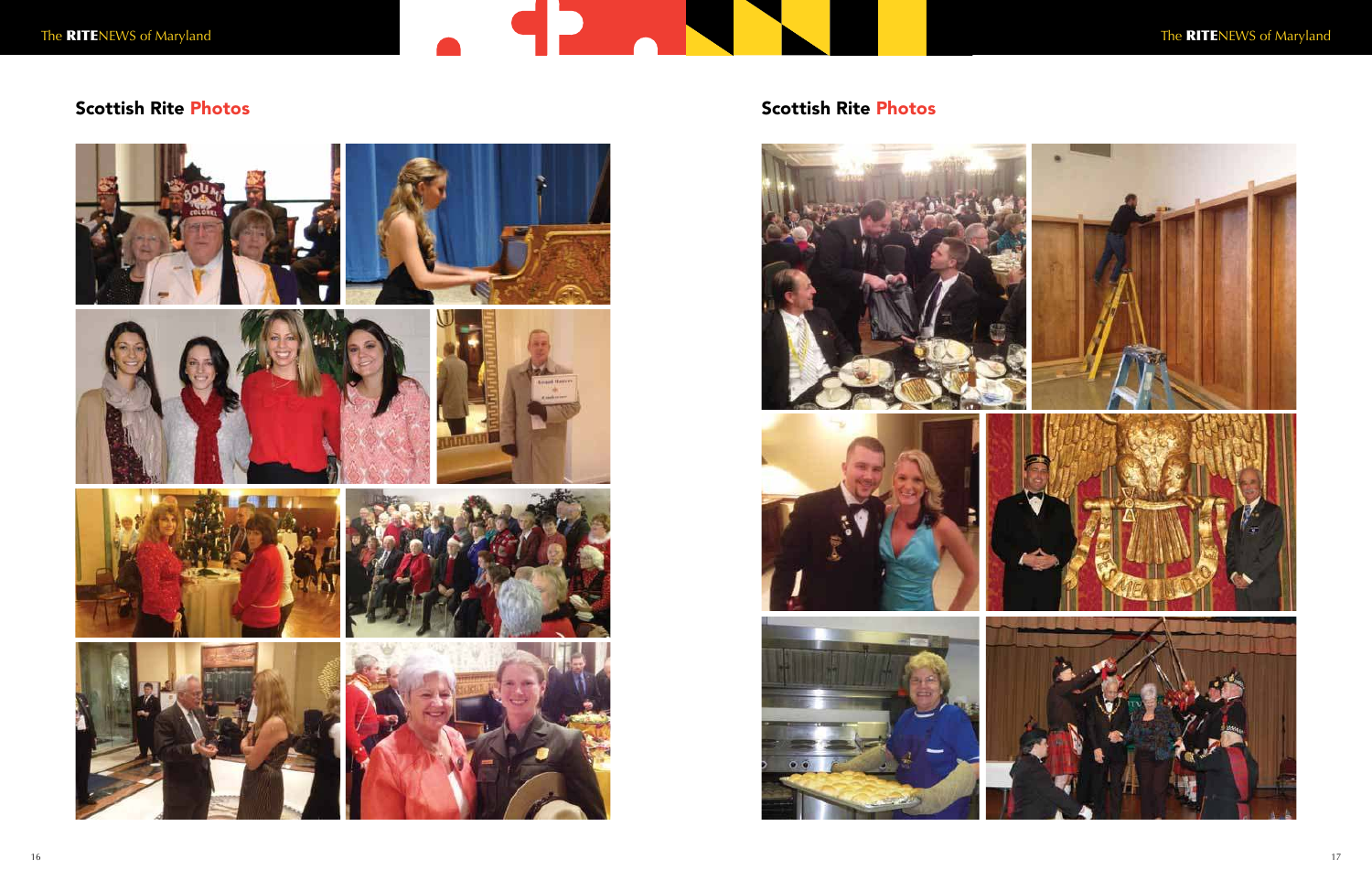## Scottish Rite Photos

## Scottish Rite Photos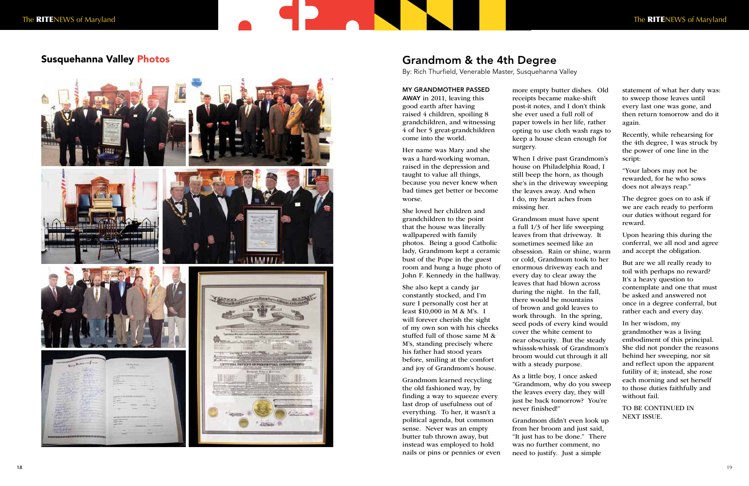## Susquehanna Valley Photos

## Grandmom & the 4th Degree

By: Rich Thurfield, Venerable Master, Susquehanna Valley

**MY GRANDMOTHER PASSED AWAY** in 2011, leaving this good earth after having raised 4 children, spoiling 8 grandchildren, and witnessing 4 of her 5 great-grandchildren come into the world.

Her name was Mary and she was a hard-working woman, raised in the depression and taught to value all things, because you never knew when bad times get better or become worse.

She loved her children and grandchildren to the point that the house was literally wallpapered with family photos. Being a good Catholic lady, Grandmom kept a ceramic bust of the Pope in the guest room and hung a huge photo of John F. Kennedy in the hallway.

She also kept a candy jar constantly stocked, and I'm sure I personally cost her at least $10,000 in M & M's. I will forever cherish the sight of my own son with his cheeks stuffed full of those same M & M's, standing precisely where his father had stood years before, smiling at the comfort and joy of Grandmom's house.

Grandmom learned recycling the old fashioned way, by finding a way to squeeze every last drop of usefulness out of everything. To her, it wasn't a political agenda, but common sense. Never was an empty butter tub thrown away, but instead was employed to hold nails or pins or pennies or even more empty butter dishes. Old receipts became make-shift post-it notes, and I don't think she ever used a full roll of paper towels in her life, rather opting to use cloth wash rags to keep a house clean enough for surgery.

When I drive past Grandmom's house on Philadelphia Road, I still beep the horn, as though she's in the driveway sweeping the leaves away. And when I do, my heart aches from missing her.

Grandmom must have spent a full 1/3 of her life sweeping leaves from that driveway. It sometimes seemed like an obsession. Rain or shine, warm or cold, Grandmom took to her enormous driveway each and every day to clear away the leaves that had blown across during the night. In the fall, there would be mountains of brown and gold leaves to work through. In the spring, seed pods of every kind would cover the white cement to near obscurity. But the steady whisssk-whissk of Grandmom's broom would cut through it all with a steady purpose.

As a little boy, I once asked "Grandmom, why do you sweep the leaves every day, they will just be back tomorrow? You're never finished!"

Grandmom didn't even look up from her broom and just said, "It just has to be done." There was no further comment, no need to justify. Just a simple statement of what her duty was: to sweep those leaves until every last one was gone, and then return tomorrow and do it again.

Recently, while rehearsing for the 4th degree, I was struck by the power of one line in the script:

"Your labors may not be rewarded, for he who sows does not always reap."

The degree goes on to ask if we are each ready to perform our duties without regard for reward.

Upon hearing this during the conferral, we all nod and agree and accept the obligation.

But are we all really ready to toil with perhaps no reward? It's a heavy question to contemplate and one that must be asked and answered not once in a degree conferral, but rather each and every day.

In her wisdom, my grandmother was a living embodiment of this principal. She did not ponder the reasons behind her sweeping, nor sit and reflect upon the apparent futility of it; instead, she rose each morning and set herself to those duties faithfully and without fail.

TO BE CONTINUED IN NEXT ISSUE.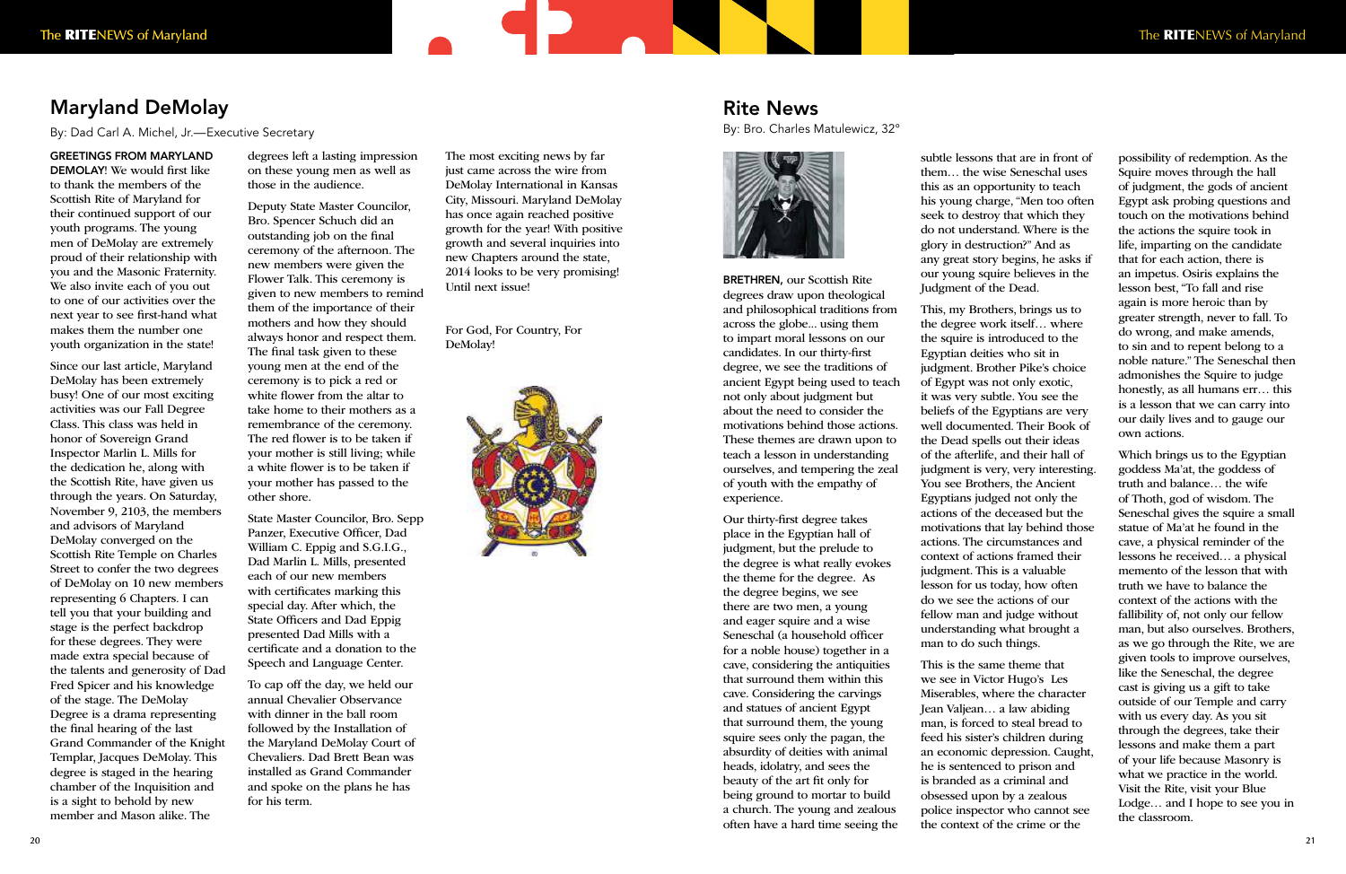## Maryland DeMolay

By: Dad Carl A. Michel, Jr.—Executive Secretary

**GREETINGS FROM MARYLAND DEMOLAY!** We would first like to thank the members of the Scottish Rite of Maryland for their continued support of our youth programs. The young men of DeMolay are extremely proud of their relationship with you and the Masonic Fraternity. We also invite each of you out to one of our activities over the next year to see first-hand what makes them the number one youth organization in the state!

Since our last article, Maryland DeMolay has been extremely busy! One of our most exciting activities was our Fall Degree Class. This class was held in honor of Sovereign Grand Inspector Marlin L. Mills for the dedication he, along with the Scottish Rite, have given us through the years. On Saturday, November 9, 2103, the members and advisors of Maryland DeMolay converged on the Scottish Rite Temple on Charles Street to confer the two degrees of DeMolay on 10 new members representing 6 Chapters. I can tell you that your building and stage is the perfect backdrop for these degrees. They were made extra special because of the talents and generosity of Dad Fred Spicer and his knowledge of the stage. The DeMolay Degree is a drama representing the final hearing of the last Grand Commander of the Knight Templar, Jacques DeMolay. This degree is staged in the hearing chamber of the Inquisition and is a sight to behold by new member and Mason alike. The degrees left a lasting impression on these young men as well as those in the audience.

Deputy State Master Councilor, Bro. Spencer Schuch did an outstanding job on the final ceremony of the afternoon. The new members were given the Flower Talk. This ceremony is given to new members to remind them of the importance of their mothers and how they should always honor and respect them. The final task given to these young men at the end of the ceremony is to pick a red or white flower from the altar to take home to their mothers as a remembrance of the ceremony. The red flower is to be taken if your mother is still living; while a white flower is to be taken if your mother has passed to the other shore.

State Master Councilor, Bro. Sepp Panzer, Executive Officer, Dad William C. Eppig and S.G.I.G., Dad Marlin L. Mills, presented each of our new members with certificates marking this special day. After which, the State Officers and Dad Eppig presented Dad Mills with a certificate and a donation to the Speech and Language Center.

To cap off the day, we held our annual Chevalier Observance with dinner in the ball room followed by the Installation of the Maryland DeMolay Court of Chevaliers. Dad Brett Bean was installed as Grand Commander and spoke on the plans he has for his term.

The most exciting news by far just came across the wire from DeMolay International in Kansas City, Missouri. Maryland DeMolay has once again reached positive growth for the year! With positive growth and several inquiries into new Chapters around the state, 2014 looks to be very promising! Until next issue!

For God, For Country, For DeMolay!

## Rite News

By: Bro. Charles Matulewicz, 32°

**BRETHREN,** our Scottish Rite degrees draw upon theological and philosophical traditions from across the globe... using them to impart moral lessons on our candidates. In our thirty-first degree, we see the traditions of ancient Egypt being used to teach not only about judgment but about the need to consider the motivations behind those actions. These themes are drawn upon to teach a lesson in understanding ourselves, and tempering the zeal of youth with the empathy of experience.

Our thirty-first degree takes place in the Egyptian hall of judgment, but the prelude to the degree is what really evokes the theme for the degree. As the degree begins, we see there are two men, a young and eager squire and a wise Seneschal (a household officer for a noble house) together in a cave, considering the antiquities that surround them within this cave. Considering the carvings and statues of ancient Egypt that surround them, the young squire sees only the pagan, the absurdity of deities with animal heads, idolatry, and sees the beauty of the art fit only for being ground to mortar to build a church. The young and zealous often have a hard time seeing the subtle lessons that are in front of them… the wise Seneschal uses this as an opportunity to teach his young charge, "Men too often seek to destroy that which they do not understand. Where is the glory in destruction?" And as any great story begins, he asks if our young squire believes in the Judgment of the Dead.

This, my Brothers, brings us to the degree work itself… where the squire is introduced to the Egyptian deities who sit in judgment. Brother Pike's choice of Egypt was not only exotic, it was very subtle. You see the beliefs of the Egyptians are very well documented. Their Book of the Dead spells out their ideas of the afterlife, and their hall of judgment is very, very interesting. You see Brothers, the Ancient Egyptians judged not only the actions of the deceased but the motivations that lay behind those actions. The circumstances and context of actions framed their judgment. This is a valuable lesson for us today, how often do we see the actions of our fellow man and judge without understanding what brought a man to do such things.

This is the same theme that we see in Victor Hugo's Les Miserables, where the character Jean Valjean… a law abiding man, is forced to steal bread to feed his sister's children during an economic depression. Caught, he is sentenced to prison and is branded as a criminal and obsessed upon by a zealous police inspector who cannot see the context of the crime or the possibility of redemption. As the Squire moves through the hall of judgment, the gods of ancient Egypt ask probing questions and touch on the motivations behind the actions the squire took in life, imparting on the candidate that for each action, there is an impetus. Osiris explains the lesson best, "To fall and rise again is more heroic than by greater strength, never to fall. To do wrong, and make amends, to sin and to repent belong to a noble nature." The Seneschal then admonishes the Squire to judge honestly, as all humans err… this is a lesson that we can carry into our daily lives and to gauge our own actions.

Which brings us to the Egyptian goddess Ma'at, the goddess of truth and balance… the wife of Thoth, god of wisdom. The Seneschal gives the squire a small statue of Ma'at he found in the cave, a physical reminder of the lessons he received… a physical memento of the lesson that with truth we have to balance the context of the actions with the fallibility of, not only our fellow man, but also ourselves. Brothers, as we go through the Rite, we are given tools to improve ourselves, like the Seneschal, the degree cast is giving us a gift to take outside of our Temple and carry with us every day. As you sit through the degrees, take their lessons and make them a part of your life because Masonry is what we practice in the world. Visit the Rite, visit your Blue Lodge… and I hope to see you in the classroom.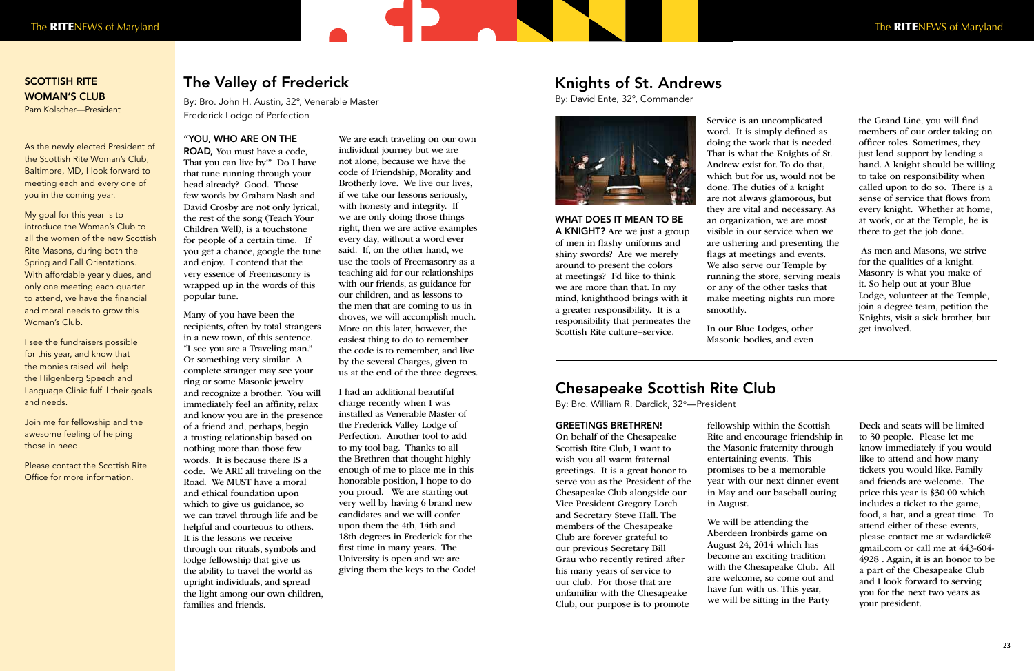## SCOTTISH RITE WOMAN'S CLUB

Pam Kolscher—President

As the newly elected President of the Scottish Rite Woman's Club, Baltimore, MD, I look forward to meeting each and every one of you in the coming year.

My goal for this year is to introduce the Woman's Club to all the women of the new Scottish Rite Masons, during both the Spring and Fall Orientations. With affordable yearly dues, and only one meeting each quarter to attend, we have the financial and moral needs to grow this Woman's Club.

I see the fundraisers possible for this year, and know that the monies raised will help the Hilgenberg Speech and Language Clinic fulfill their goals and needs.

Join me for fellowship and the awesome feeling of helping those in need.

Please contact the Scottish Rite Office for more information.

# The Valley of Frederick

By: Bro. John H. Austin, 32°, Venerable Master Frederick Lodge of Perfection

**"YOU, WHO ARE ON THE ROAD,** You must have a code, That you can live by!" Do I have that tune running through your head already? Good. Those few words by Graham Nash and David Crosby are not only lyrical, the rest of the song (Teach Your Children Well), is a touchstone for people of a certain time. If you get a chance, google the tune and enjoy. I contend that the very essence of Freemasonry is wrapped up in the words of this popular tune.

Many of you have been the recipients, often by total strangers in a new town, of this sentence. "I see you are a Traveling man." Or something very similar. A complete stranger may see your ring or some Masonic jewelry and recognize a brother. You will immediately feel an affinity, relax and know you are in the presence of a friend and, perhaps, begin a trusting relationship based on nothing more than those few words. It is because there IS a code. We ARE all traveling on the Road. We MUST have a moral and ethical foundation upon which to give us guidance, so we can travel through life and be helpful and courteous to others. It is the lessons we receive through our rituals, symbols and lodge fellowship that give us the ability to travel the world as upright individuals, and spread the light among our own children, families and friends.

We are each traveling on our own individual journey but we are not alone, because we have the code of Friendship, Morality and Brotherly love. We live our lives, if we take our lessons seriously, with honesty and integrity. If we are only doing those things right, then we are active examples every day, without a word ever said. If, on the other hand, we use the tools of Freemasonry as a teaching aid for our relationships with our friends, as guidance for our children, and as lessons to the men that are coming to us in droves, we will accomplish much. More on this later, however, the easiest thing to do to remember the code is to remember, and live by the several Charges, given to us at the end of the three degrees.

I had an additional beautiful charge recently when I was installed as Venerable Master of the Frederick Valley Lodge of Perfection. Another tool to add to my tool bag. Thanks to all the Brethren that thought highly enough of me to place me in this honorable position, I hope to do you proud. We are starting out very well by having 6 brand new candidates and we will confer upon them the 4th, 14th and 18th degrees in Frederick for the first time in many years. The University is open and we are giving them the keys to the Code!

# Knights of St. Andrews

By: David Ente, 32°, Commander

**WHAT DOES IT MEAN TO BE A KNIGHT?** Are we just a group of men in flashy uniforms and shiny swords? Are we merely around to present the colors at meetings? I'd like to think we are more than that. In my mind, knighthood brings with it a greater responsibility. It is a responsibility that permeates the Scottish Rite culture--service.

Service is an uncomplicated word. It is simply defined as doing the work that is needed. That is what the Knights of St. Andrew exist for. To do that, which but for us, would not be done. The duties of a knight are not always glamorous, but they are vital and necessary. As an organization, we are most visible in our service when we are ushering and presenting the flags at meetings and events. We also serve our Temple by running the store, serving meals or any of the other tasks that make meeting nights run more smoothly.

In our Blue Lodges, other Masonic bodies, and even the Grand Line, you will find members of our order taking on officer roles. Sometimes, they just lend support by lending a hand. A knight should be willing to take on responsibility when called upon to do so. There is a sense of service that flows from every knight. Whether at home, at work, or at the Temple, he is there to get the job done.

As men and Masons, we strive for the qualities of a knight. Masonry is what you make of it. So help out at your Blue Lodge, volunteer at the Temple, join a degree team, petition the Knights, visit a sick brother, but get involved.

# Chesapeake Scottish Rite Club

By: Bro. William R. Dardick, 32°—President

**GREETINGS BRETHREN!**
On behalf of the Chesapeake Scottish Rite Club, I wish you all warm fraternal greetings. It is a great honor to serve you as the President of the Chesapeake Club alongside our Vice President Gregory Lorch and Secretary Steve Hall. The members of the Chesapeake Club are forever grateful to our previous Secretary Bill Grau who recently retired after his many years of service to our club. For those that are unfamiliar with the Chesapeake Club, our purpose is to promote fellowship within the Scottish Rite and encourage friendship in the Masonic fraternity through entertaining events. This promises to be a memorable year with our next dinner event in May and our baseball outing in August.

We will be attending the Aberdeen Ironbirds game on August 24, 2014 which has become an exciting tradition with the Chesapeake Club. All are welcome, so come out and have fun with us. This year, we will be sitting in the Party Deck and seats will be limited to 30 people. Please let me know immediately if you would like to attend and how many tickets you would like. Family and friends are welcome. The price this year is $30.00 which includes a ticket to the game, food, a hat, and a great time. To attend either of these events, please contact me at wdardick@gmail.com or call me at 443-604-4928 . Again, it is an honor to be a part of the Chesapeake Club and I look forward to serving you for the next two years as your president.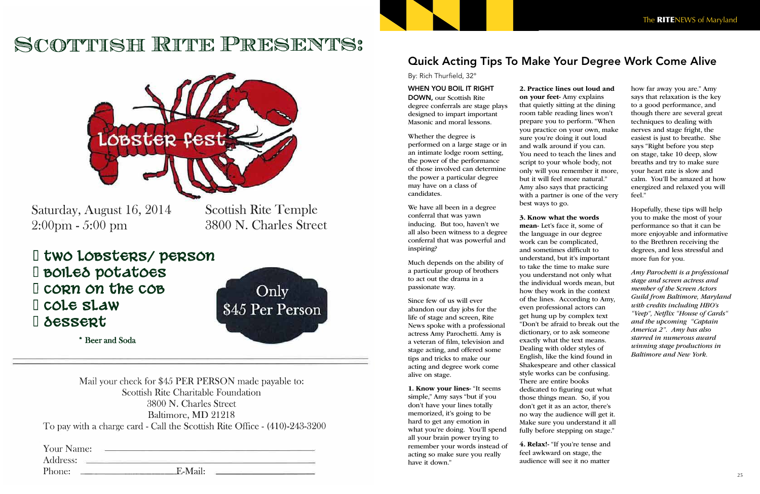# Scottish Rite Presents:

## Lobster fest

Saturday, August 16, 2014
2:00pm - 5:00 pm

Scottish Rite Temple
3800 N. Charles Street

- two lobsters/ person
- boiled potatoes
- corn on the cob
- cole slaw
- dessert

\* Beer and Soda

Only $45 Per Person

Mail your check for $45 PER PERSON made payable to:
Scottish Rite Charitable Foundation
3800 N. Charles Street
Baltimore, MD 21218
To pay with a charge card - Call the Scottish Rite Office - (410)-243-3200

Your Name: ______________________
Address: ______________________
Phone: ______________ E-Mail: ______________

## Quick Acting Tips To Make Your Degree Work Come Alive

By: Rich Thurfield, 32°

WHEN YOU BOIL IT RIGHT DOWN, our Scottish Rite degree conferrals are stage plays designed to impart important Masonic and moral lessons.

Whether the degree is performed on a large stage or in an intimate lodge room setting, the power of the performance of those involved can determine the power a particular degree may have on a class of candidates.

We have all been in a degree conferral that was yawn inducing. But too, haven't we all also been witness to a degree conferral that was powerful and inspiring?

Much depends on the ability of a particular group of brothers to act out the drama in a passionate way.

Since few of us will ever abandon our day jobs for the life of stage and screen, Rite News spoke with a professional actress Amy Parochetti. Amy is a veteran of film, television and stage acting, and offered some tips and tricks to make our acting and degree work come alive on stage.

**1. Know your lines**- "It seems simple," Amy says "but if you don't have your lines totally memorized, it's going to be hard to get any emotion in what you're doing. You'll spend all your brain power trying to remember your words instead of acting so make sure you really have it down."

**2. Practice lines out loud and on your feet**- Amy explains that quietly sitting at the dining room table reading lines won't prepare you to perform. "When you practice on your own, make sure you're doing it out loud and walk around if you can. You need to teach the lines and script to your whole body, not only will you remember it more, but it will feel more natural." Amy also says that practicing with a partner is one of the very best ways to go.

**3. Know what the words mean**- Let's face it, some of the language in our degree work can be complicated, and sometimes difficult to understand, but it's important to take the time to make sure you understand not only what the individual words mean, but how they work in the context of the lines. According to Amy, even professional actors can get hung up by complex text "Don't be afraid to break out the dictionary, or to ask someone exactly what the text means. Dealing with older styles of English, like the kind found in Shakespeare and other classical style works can be confusing. There are entire books dedicated to figuring out what those things mean. So, if you don't get it as an actor, there's no way the audience will get it. Make sure you understand it all fully before stepping on stage."

**4. Relax!**- "If you're tense and feel awkward on stage, the audience will see it no matter how far away you are." Amy says that relaxation is the key to a good performance, and though there are several great techniques to dealing with nerves and stage fright, the easiest is just to breathe. She says "Right before you step on stage, take 10 deep, slow breaths and try to make sure your heart rate is slow and calm. You'll be amazed at how energized and relaxed you will feel."

Hopefully, these tips will help you to make the most of your performance so that it can be more enjoyable and informative to the Brethren receiving the degrees, and less stressful and more fun for you.

*Amy Parochetti is a professional stage and screen actress and member of the Screen Actors Guild from Baltimore, Maryland with credits including HBO's "Veep", Netflix "House of Cards" and the upcoming "Captain America 2". Amy has also starred in numerous award winning stage productions in Baltimore and New York.*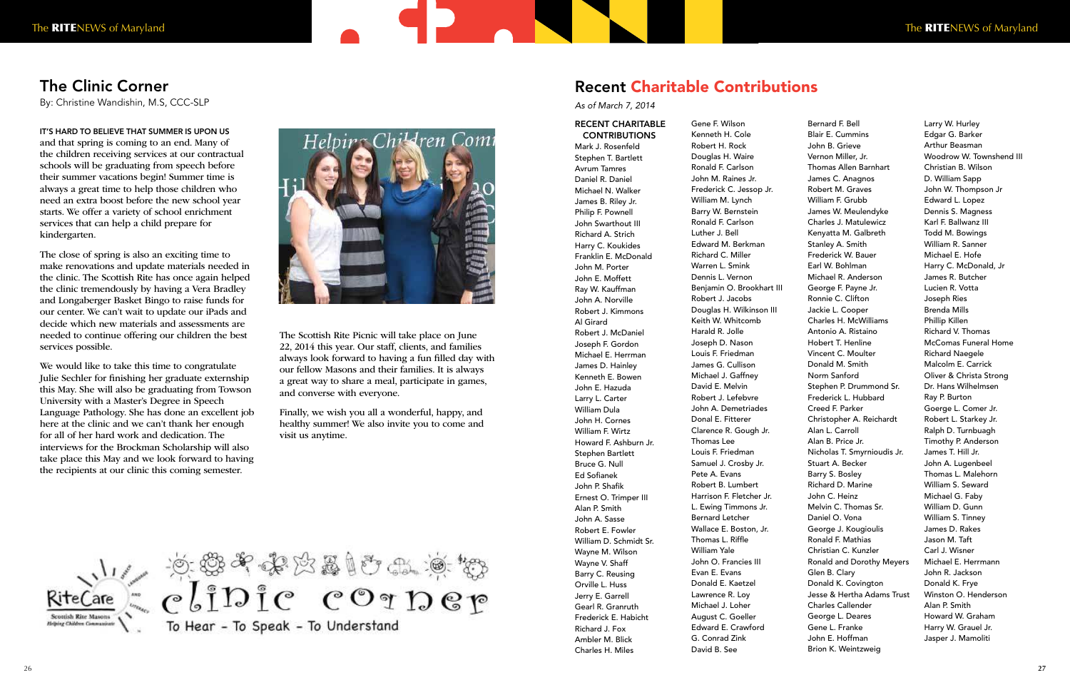## The Clinic Corner

By: Christine Wandishin, M.S, CCC-SLP

IT'S HARD TO BELIEVE THAT SUMMER IS UPON US and that spring is coming to an end. Many of the children receiving services at our contractual schools will be graduating from speech before their summer vacations begin! Summer time is always a great time to help those children who need an extra boost before the new school year starts. We offer a variety of school enrichment services that can help a child prepare for kindergarten.

The close of spring is also an exciting time to make renovations and update materials needed in the clinic. The Scottish Rite has once again helped the clinic tremendously by having a Vera Bradley and Longaberger Basket Bingo to raise funds for our center. We can't wait to update our iPads and decide which new materials and assessments are needed to continue offering our children the best services possible.

We would like to take this time to congratulate Julie Sechler for finishing her graduate externship this May. She will also be graduating from Towson University with a Master's Degree in Speech Language Pathology. She has done an excellent job here at the clinic and we can't thank her enough for all of her hard work and dedication. The interviews for the Brockman Scholarship will also take place this May and we look forward to having the recipients at our clinic this coming semester.

The Scottish Rite Picnic will take place on June 22, 2014 this year. Our staff, clients, and families always look forward to having a fun filled day with our fellow Masons and their families. It is always a great way to share a meal, participate in games, and converse with everyone.

Finally, we wish you all a wonderful, happy, and healthy summer! We also invite you to come and visit us anytime.

RiteCare Scottish Rite Masons Helping Children Communicate

clinic corner — To Hear - To Speak - To Understand

## Recent Charitable Contributions

*As of March 7, 2014*

**RECENT CHARITABLE CONTRIBUTIONS**

Mark J. Rosenfeld
Stephen T. Bartlett
Avrum Tamres
Daniel R. Daniel
Michael N. Walker
James B. Riley Jr.
Philip F. Pownell
John Swarthout III
Richard A. Strich
Harry C. Koukides
Franklin E. McDonald
John M. Porter
John E. Moffett
Ray W. Kauffman
John A. Norville
Robert J. Kimmons
Al Girard
Robert J. McDaniel
Joseph F. Gordon
Michael E. Herrman
James D. Hainley
Kenneth E. Bowen
John E. Hazuda
Larry L. Carter
William Dula
John H. Cornes
William F. Wirtz
Howard F. Ashburn Jr.
Stephen Bartlett
Bruce G. Null
Ed Sofianek
John P. Shafik
Ernest O. Trimper III
Alan P. Smith
John A. Sasse
Robert E. Fowler
William D. Schmidt Sr.
Wayne M. Wilson
Wayne V. Shaff
Barry C. Reusing
Orville L. Huss
Jerry E. Garrell
Gearl R. Granruth
Frederick E. Habicht
Richard J. Fox
Amber M. Blick
Charles H. Miles
Gene F. Wilson
Kenneth H. Cole
Robert H. Rock
Douglas H. Waire
Ronald F. Carlson
John M. Raines Jr.
Frederick C. Jessop Jr.
William M. Lynch
Barry W. Bernstein
Ronald F. Carlson
Luther J. Bell
Edward M. Berkman
Richard C. Miller
Warren L. Smink
Dennis L. Vernon
Benjamin O. Brookhart III
Robert J. Jacobs
Douglas H. Wilkinson III
Keith W. Whitcomb
Harald R. Jolle
Joseph D. Nason
Louis F. Friedman
James G. Cullison
Michael J. Gaffney
David E. Melvin
Robert J. Lefebvre
John A. Demetriades
Donal E. Fitterer
Clarence R. Gough Jr.
Thomas Lee
Louis F. Friedman
Samuel J. Crosby Jr.
Pete A. Evans
Robert B. Lumbert
Harrison F. Fletcher Jr.
L. Ewing Timmons Jr.
Bernard Letcher
Wallace E. Boston, Jr.
Thomas L. Riffle
William Yale
John O. Francies III
Evan E. Evans
Donald E. Kaetzel
Lawrence R. Loy
Michael J. Loher
August C. Goeller
Edward E. Crawford
G. Conrad Zink
David B. See
Bernard F. Bell
Blair E. Cummins
John B. Grieve
Vernon Miller, Jr.
Thomas Allen Barnhart
James C. Anagnos
Robert M. Graves
William F. Grubb
James W. Meulendyke
Charles J. Matulewicz
Kenyatta M. Galbreth
Stanley A. Smith
Frederick W. Bauer
Earl W. Bohlman
Michael R. Anderson
George F. Payne Jr.
Ronnie C. Clifton
Jackie L. Cooper
Charles H. McWilliams
Antonio A. Ristaino
Hobert T. Henline
Vincent C. Moulter
Donald M. Smith
Norm Sanford
Stephen P. Drummond Sr.
Frederick L. Hubbard
Creed F. Parker
Christopher A. Reichardt
Alan L. Carroll
Alan B. Price Jr.
Nicholas T. Smyrnioudis Jr.
Stuart A. Becker
Barry S. Bosley
Richard D. Marine
John C. Heinz
Melvin C. Thomas Sr.
Daniel O. Vona
George J. Kougioulis
Ronald F. Mathias
Christian C. Kunzler
Ronald and Dorothy Meyers
Glen B. Clary
Donald K. Covington
Jesse & Hertha Adams Trust
Charles Callender
George L. Deares
Gene L. Franke
John E. Hoffman
Brion K. Weintzweig
Larry W. Hurley
Edgar G. Barker
Arthur Beasman
Woodrow W. Townshend III
Christian B. Wilson
D. William Sapp
John W. Thompson Jr
Edward L. Lopez
Dennis S. Magness
Karl F. Ballwanz III
Todd M. Bowings
William R. Sanner
Michael E. Hofe
Harry C. McDonald, Jr
James R. Butcher
Lucien R. Votta
Joseph Ries
Brenda Mills
Phillip Killen
Richard V. Thomas
McComas Funeral Home
Richard Naegele
Malcolm E. Carrick
Oliver & Christa Strong
Dr. Hans Wilhelmsen
Ray P. Burton
Goerge L. Comer Jr.
Robert L. Starkey Jr.
Ralph D. Turnbuagh
Timothy P. Anderson
James T. Hill Jr.
John A. Lugenbeel
Thomas L. Malehorn
William S. Seward
Michael G. Faby
William D. Gunn
William S. Tinney
James D. Rakes
Jason M. Taft
Carl J. Wisner
Michael O. Herrmann
John R. Jackson
Donald K. Frye
Winston O. Henderson
Alan P. Smith
Howard W. Graham
Harry W. Grauel Jr.
Jasper J. Mamoliti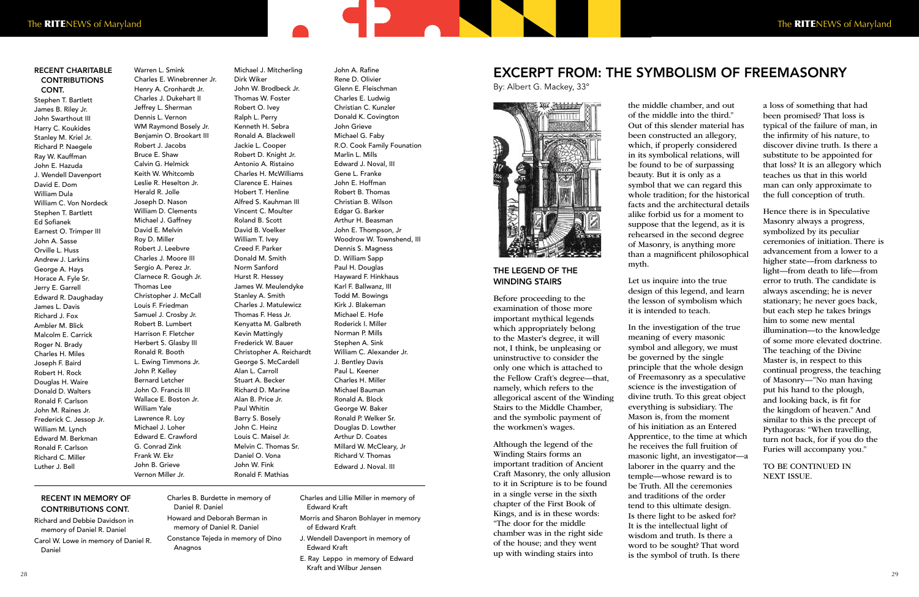## RECENT CHARITABLE CONTRIBUTIONS CONT.

Stephen T. Bartlett
James B. Riley Jr.
John Swarthout III
Harry C. Koukides
Stanley M. Kriel Jr.
Richard P. Naegele
Ray W. Kauffman
John E. Hazuda
J. Wendell Davenport
David E. Dom
William Dula
William C. Von Nordeck
Stephen T. Bartlett
Ed Sofianek
Earnest O. Trimper III
John A. Sasse
Orville L. Huss
Andrew J. Larkins
George A. Hays
Horace A. Fyle Sr.
Jerry E. Garrell
Edward R. Daughaday
James L. Davis
Richard J. Fox
Ambler M. Blick
Malcolm E. Carrick
Roger N. Brady
Charles H. Miles
Joseph F. Baird
Robert H. Rock
Douglas H. Waire
Donald D. Walters
Ronald F. Carlson
John M. Raines Jr.
Frederick C. Jessop Jr.
William M. Lynch
Edward M. Berkman
Ronald F. Carlson
Richard C. Miller
Luther J. Bell
Warren L. Smink
Charles E. Winebrenner Jr.
Henry A. Cronhardt Jr.
Charles J. Dukehart II
Jeffrey L. Sherman
Dennis L. Vernon
WM Raymond Bosely Jr.
Benjamin O. Brookart III
Robert J. Jacobs
Bruce E. Shaw
Calvin G. Helmick
Keith W. Whitcomb
Leslie R. Heselton Jr.
Herald R. Jolle
Joseph D. Nason
William D. Clements
Michael J. Gaffney
David E. Melvin
Roy D. Miller
Robert J. Leebvre
Charles J. Moore III
Sergio A. Perez Jr.
Clarnece R. Gough Jr.
Thomas Lee
Christopher J. McCall
Louis F. Friedman
Samuel J. Crosby Jr.
Robert B. Lumbert
Harrison F. Fletcher
Herbert S. Glasby III
Ronald R. Booth
L. Ewing Timmons Jr.
John P. Kelley
Bernard Letcher
John O. Francis III
Wallace E. Boston Jr.
William Yale
Lawrence R. Loy
Michael J. Loher
Edward E. Crawford
G. Conrad Zink
Frank W. Ekr
John B. Grieve
Vernon Miller Jr.
Michael J. Mitcherling
Dirk Wiker
John W. Brodbeck Jr.
Thomas W. Foster
Robert O. Ivey
Ralph L. Perry
Kenneth H. Sebra
Ronald A. Blackwell
Jackie L. Cooper
Robert D. Knight Jr.
Antonio A. Ristaino
Charles H. McWilliams
Clarence E. Haines
Hobert T. Henline
Alfred S. Kauhman III
Vincent C. Moulter
Roland B. Scott
David B. Voelker
William T. Ivey
Creed F. Parker
Donald M. Smith
Norm Sanford
Hurst R. Hessey
James W. Meulendyke
Stanley A. Smith
Charles J. Matulewicz
Thomas F. Hess Jr.
Kenyatta M. Galbreth
Kevin Mattingly
Frederick W. Bauer
Christopher A. Reichardt
George S. McCardell
Alan L. Carroll
Stuart A. Becker
Richard D. Marine
Alan B. Price Jr.
Paul Whitin
Barry S. Bosely
John C. Heinz
Louis C. Maisel Jr.
Melvin C. Thomas Sr.
Daniel O. Vona
John W. Fink
Ronald F. Mathias
John A. Rafine
Rene D. Olivier
Glenn E. Fleischman
Charles E. Ludwig
Christian C. Kunzler
Donald K. Covington
John Grieve
Michael G. Faby
R.O. Cook Family Founation
Marlin L. Mills
Edward J. Noval, III
Gene L. Franke
John E. Hoffman
Robert B. Thomas
Christian B. Wilson
Edgar G. Barker
Arthur H. Beasman
John E. Thompson, Jr
Woodrow W. Townshend, III
Dennis S. Magness
D. William Sapp
Paul H. Douglas
Hayward F. Hinkhaus
Karl F. Ballwanz, III
Todd M. Bowings
Kirk J. Blakeman
Michael E. Hofe
Roderick I. Miller
Norman P. Mills
Stephen A. Sink
William C. Alexander Jr.
J. Bentley Davis
Paul L. Keener
Charles H. Miller
Michael Bauman
Ronald A. Block
George W. Baker
Ronald P. Welker Sr.
Douglas D. Lowther
Arthur D. Coates
Millard W. McCleary, Jr
Richard V. Thomas
Edward J. Noval. III

## RECENT IN MEMORY OF CONTRIBUTIONS CONT.

Richard and Debbie Davidson in memory of Daniel R. Daniel

Carol W. Lowe in memory of Daniel R. Daniel

Charles B. Burdette in memory of Daniel R. Daniel

Howard and Deborah Berman in memory of Daniel R. Daniel

Constance Tejeda in memory of Dino Anagnos

Charles and Lillie Miller in memory of Edward Kraft

Morris and Sharon Bohlayer in memory of Edward Kraft

J. Wendell Davenport in memory of Edward Kraft

E. Ray Leppo in memory of Edward Kraft and Wilbur Jensen

# EXCERPT FROM: THE SYMBOLISM OF FREEMASONRY

By: Albert G. Mackey, 33°

## THE LEGEND OF THE WINDING STAIRS

Before proceeding to the examination of those more important mythical legends which appropriately belong to the Master's degree, it will not, I think, be unpleasing or uninstructive to consider the only one which is attached to the Fellow Craft's degree—that, namely, which refers to the allegorical ascent of the Winding Stairs to the Middle Chamber, and the symbolic payment of the workmen's wages.

Although the legend of the Winding Stairs forms an important tradition of Ancient Craft Masonry, the only allusion to it in Scripture is to be found in a single verse in the sixth chapter of the First Book of Kings, and is in these words: "The door for the middle chamber was in the right side of the house; and they went up with winding stairs into the middle chamber, and out of the middle into the third." Out of this slender material has been constructed an allegory, which, if properly considered in its symbolical relations, will be found to be of surpassing beauty. But it is only as a symbol that we can regard this whole tradition; for the historical facts and the architectural details alike forbid us for a moment to suppose that the legend, as it is rehearsed in the second degree of Masonry, is anything more than a magnificent philosophical myth.

Let us inquire into the true design of this legend, and learn the lesson of symbolism which it is intended to teach.

In the investigation of the true meaning of every masonic symbol and allegory, we must be governed by the single principle that the whole design of Freemasonry as a speculative science is the investigation of divine truth. To this great object everything is subsidiary. The Mason is, from the moment of his initiation as an Entered Apprentice, to the time at which he receives the full fruition of masonic light, an investigator—a laborer in the quarry and the temple—whose reward is to be Truth. All the ceremonies and traditions of the order tend to this ultimate design. Is there light to be asked for? It is the intellectual light of wisdom and truth. Is there a word to be sought? That word is the symbol of truth. Is there a loss of something that had been promised? That loss is typical of the failure of man, in the infirmity of his nature, to discover divine truth. Is there a substitute to be appointed for that loss? It is an allegory which teaches us that in this world man can only approximate to the full conception of truth.

Hence there is in Speculative Masonry always a progress, symbolized by its peculiar ceremonies of initiation. There is advancement from a lower to a higher state—from darkness to light—from death to life—from error to truth. The candidate is always ascending; he is never stationary; he never goes back, but each step he takes brings him to some new mental illumination—to the knowledge of some more elevated doctrine. The teaching of the Divine Master is, in respect to this continual progress, the teaching of Masonry—"No man having put his hand to the plough, and looking back, is fit for the kingdom of heaven." And similar to this is the precept of Pythagoras: "When travelling, turn not back, for if you do the Furies will accompany you."

TO BE CONTINUED IN NEXT ISSUE.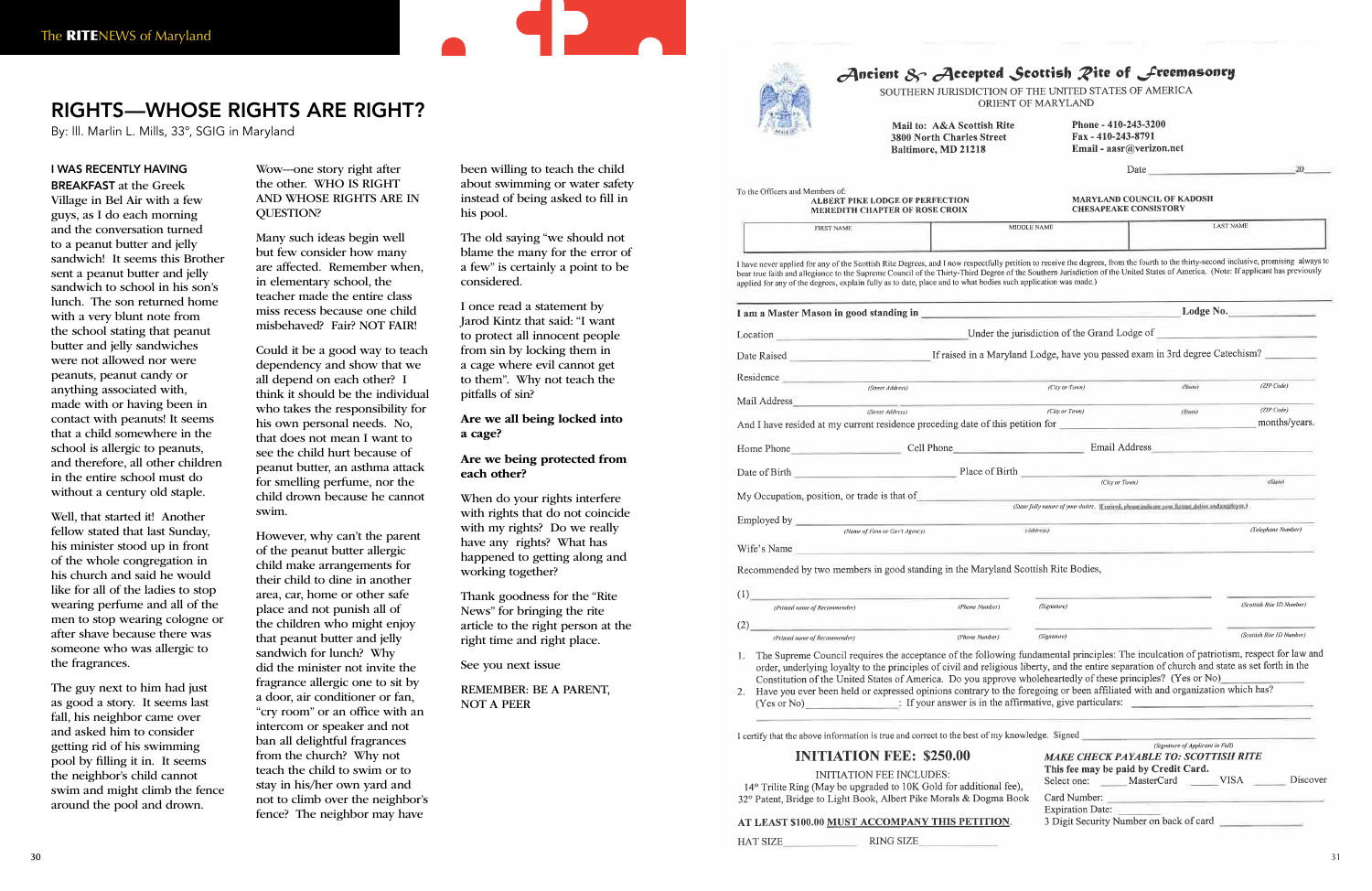## RIGHTS—WHOSE RIGHTS ARE RIGHT?

By: Ill. Marlin L. Mills, 33°, SGIG in Maryland

**I WAS RECENTLY HAVING BREAKFAST** at the Greek Village in Bel Air with a few guys, as I do each morning and the conversation turned to a peanut butter and jelly sandwich! It seems this Brother sent a peanut butter and jelly sandwich to school in his son's lunch. The son returned home with a very blunt note from the school stating that peanut butter and jelly sandwiches were not allowed nor were peanuts, peanut candy or anything associated with, made with or having been in contact with peanuts! It seems that a child somewhere in the school is allergic to peanuts, and therefore, all other children in the entire school must do without a century old staple.

Well, that started it! Another fellow stated that last Sunday, his minister stood up in front of the whole congregation in his church and said he would like for all of the ladies to stop wearing perfume and all of the men to stop wearing cologne or after shave because there was someone who was allergic to the fragrances.

The guy next to him had just as good a story. It seems last fall, his neighbor came over and asked him to consider getting rid of his swimming pool by filling it in. It seems the neighbor's child cannot swim and might climb the fence around the pool and drown.

Wow—one story right after the other. WHO IS RIGHT AND WHOSE RIGHTS ARE IN QUESTION?

Many such ideas begin well but few consider how many are affected. Remember when, in elementary school, the teacher made the entire class miss recess because one child misbehaved? Fair? NOT FAIR!

Could it be a good way to teach dependency and show that we all depend on each other? I think it should be the individual who takes the responsibility for his own personal needs. No, that does not mean I want to see the child hurt because of peanut butter, an asthma attack for smelling perfume, nor the child drown because he cannot swim.

However, why can't the parent of the peanut butter allergic child make arrangements for their child to dine in another area, car, home or other safe place and not punish all of the children who might enjoy that peanut butter and jelly sandwich for lunch? Why did the minister not invite the fragrance allergic one to sit by a door, air conditioner or fan, "cry room" or an office with an intercom or speaker and not ban all delightful fragrances from the church? Why not teach the child to swim or to stay in his/her own yard and not to climb over the neighbor's fence? The neighbor may have been willing to teach the child about swimming or water safety instead of being asked to fill in his pool.

The old saying "we should not blame the many for the error of a few" is certainly a point to be considered.

I once read a statement by Jarod Kintz that said: "I want to protect all innocent people from sin by locking them in a cage where evil cannot get to them". Why not teach the pitfalls of sin?

**Are we all being locked into a cage?**

**Are we being protected from each other?**

When do your rights interfere with rights that do not coincide with my rights? Do we really have any rights? What has happened to getting along and working together?

Thank goodness for the "Rite News" for bringing the rite article to the right person at the right time and right place.

See you next issue

REMEMBER: BE A PARENT, NOT A PEER

---

# Ancient & Accepted Scottish Rite of Freemasonry

SOUTHERN JURISDICTION OF THE UNITED STATES OF AMERICA
ORIENT OF MARYLAND

**Mail to: A&A Scottish Rite**
**3800 North Charles Street**
**Baltimore, MD 21218**

**Phone - 410-243-3200**
**Fax - 410-243-8791**
**Email - aasr@verizon.net**

Date ______________________ 20____

To the Officers and Members of:
ALBERT PIKE LODGE OF PERFECTION
MEREDITH CHAPTER OF ROSE CROIX
MARYLAND COUNCIL OF KADOSH
CHESAPEAKE CONSISTORY

| FIRST NAME | MIDDLE NAME | LAST NAME |
|---|---|---|
| | | |

I have never applied for any of the Scottish Rite Degrees, and I now respectfully petition to receive the degrees, from the fourth to the thirty-second inclusive, promising always to bear true faith and allegiance to the Supreme Council of the Thirty-Third Degree of the Southern Jurisdiction of the United States of America. (Note: If applicant has previously applied for any of the degrees, explain fully as to date, place and to what bodies such application was made.)

**I am a Master Mason in good standing in** ______________________ **Lodge No.** ________

Location ______________________ Under the jurisdiction of the Grand Lodge of ______________________

Date Raised ______________________ If raised in a Maryland Lodge, have you passed exam in 3rd degree Catechism? ________

Residence ______________________ (Street Address) (City or Town) (State) (ZIP Code)

Mail Address ______________________ (Street Address) (City or Town) (State) (ZIP Code)

And I have resided at my current residence preceding date of this petition for ______________________ months/years.

Home Phone ______________ Cell Phone ______________ Email Address ______________

Date of Birth ______________ Place of Birth ______________ (City or Town) (State)

My Occupation, position, or trade is that of ______________________ (State fully nature of your duties. If retired, please indicate your former duties and employer.)

Employed by ______________________ (Name of Firm or Gov't Agency) (Address) (Telephone Number)

Wife's Name ______________________

Recommended by two members in good standing in the Maryland Scottish Rite Bodies,

(1) ______________ (Printed name of Recommender) (Phone Number) (Signature) (Scottish Rite ID Number)

(2) ______________ (Printed name of Recommender) (Phone Number) (Signature) (Scottish Rite ID Number)

1. The Supreme Council requires the acceptance of the following fundamental principles: The inculcation of patriotism, respect for law and order, underlying loyalty to the principles of civil and religious liberty, and the entire separation of church and state as set forth in the Constitution of the United States of America. Do you approve wholeheartedly of these principles? (Yes or No) ________
2. Have you ever been held or expressed opinions contrary to the foregoing or been affiliated with and organization which has? (Yes or No) ________: If your answer is in the affirmative, give particulars: ______________

I certify that the above information is true and correct to the best of my knowledge. Signed ______________________ (Signature of Applicant in Full)

**INITIATION FEE: $250.00**

INITIATION FEE INCLUDES:
14° Trilite Ring (May be upgraded to 10K Gold for additional fee),
32° Patent, Bridge to Light Book, Albert Pike Morals & Dogma Book

**AT LEAST $100.00 MUST ACCOMPANY THIS PETITION.**

HAT SIZE ______________ RING SIZE ______________

***MAKE CHECK PAYABLE TO: SCOTTISH RITE***

**This fee may be paid by Credit Card.**

Select one: ______ MasterCard ______ VISA ______ Discover

Card Number: ______________________

Expiration Date: ______________________

3 Digit Security Number on back of card ______________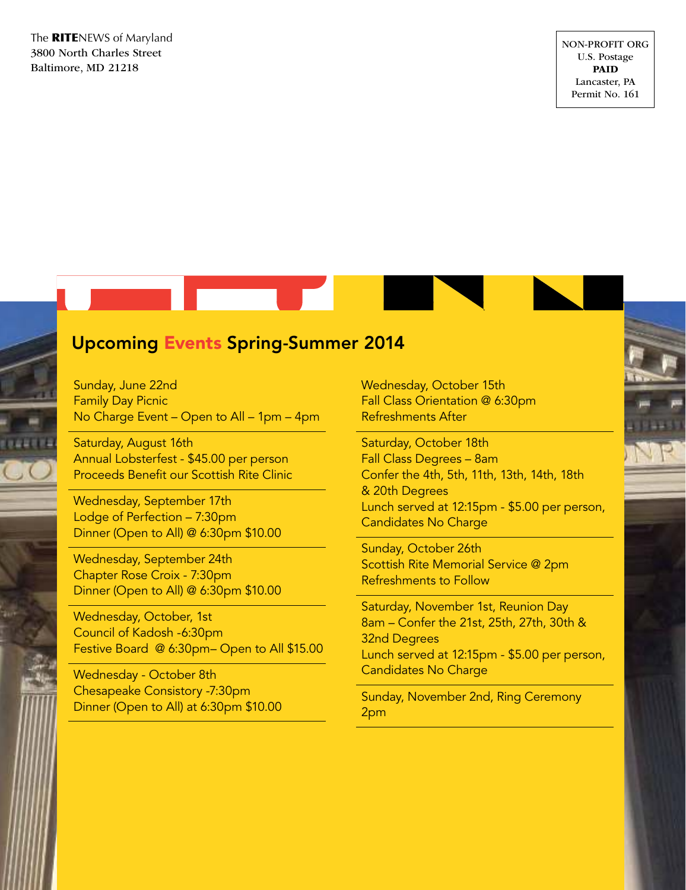The **RITE**NEWS of Maryland
3800 North Charles Street
Baltimore, MD 21218

NON-PROFIT ORG
U.S. Postage
**PAID**
Lancaster, PA
Permit No. 161

## Upcoming Events Spring-Summer 2014

Sunday, June 22nd
Family Day Picnic
No Charge Event – Open to All – 1pm – 4pm

Saturday, August 16th
Annual Lobsterfest - $45.00 per person
Proceeds Benefit our Scottish Rite Clinic

Wednesday, September 17th
Lodge of Perfection – 7:30pm
Dinner (Open to All) @ 6:30pm $10.00

Wednesday, September 24th
Chapter Rose Croix - 7:30pm
Dinner (Open to All) @ 6:30pm $10.00

Wednesday, October, 1st
Council of Kadosh -6:30pm
Festive Board @ 6:30pm– Open to All $15.00

Wednesday - October 8th
Chesapeake Consistory -7:30pm
Dinner (Open to All) at 6:30pm $10.00

Wednesday, October 15th
Fall Class Orientation @ 6:30pm
Refreshments After

Saturday, October 18th
Fall Class Degrees – 8am
Confer the 4th, 5th, 11th, 13th, 14th, 18th & 20th Degrees
Lunch served at 12:15pm - $5.00 per person, Candidates No Charge

Sunday, October 26th
Scottish Rite Memorial Service @ 2pm
Refreshments to Follow

Saturday, November 1st, Reunion Day
8am – Confer the 21st, 25th, 27th, 30th & 32nd Degrees
Lunch served at 12:15pm - $5.00 per person, Candidates No Charge

Sunday, November 2nd, Ring Ceremony
2pm